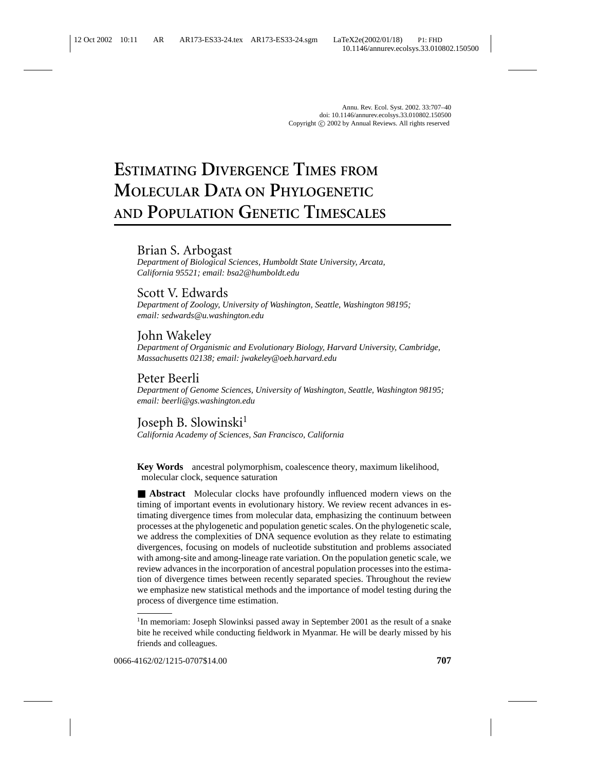# ESTIMATING DIVERGENCE TIMES FROM MOLECULAR DATA ON PHYLOGENETIC AND POPULATION GENETIC TIMESCALES

Brian S. Arbogast
*Department of Biological Sciences, Humboldt State University, Arcata, California 95521; email: bsa2@humboldt.edu*

Scott V. Edwards
*Department of Zoology, University of Washington, Seattle, Washington 98195; email: sedwards@u.washington.edu*

John Wakeley
*Department of Organismic and Evolutionary Biology, Harvard University, Cambridge, Massachusetts 02138; email: jwakeley@oeb.harvard.edu*

Peter Beerli
*Department of Genome Sciences, University of Washington, Seattle, Washington 98195; email: beerli@gs.washington.edu*

Joseph B. Slowinski[1]
*California Academy of Sciences, San Francisco, California*

**Key Words** ancestral polymorphism, coalescence theory, maximum likelihood, molecular clock, sequence saturation

■ **Abstract** Molecular clocks have profoundly influenced modern views on the timing of important events in evolutionary history. We review recent advances in estimating divergence times from molecular data, emphasizing the continuum between processes at the phylogenetic and population genetic scales. On the phylogenetic scale, we address the complexities of DNA sequence evolution as they relate to estimating divergences, focusing on models of nucleotide substitution and problems associated with among-site and among-lineage rate variation. On the population genetic scale, we review advances in the incorporation of ancestral population processes into the estimation of divergence times between recently separated species. Throughout the review we emphasize new statistical methods and the importance of model testing during the process of divergence time estimation.

[1] In memoriam: Joseph Slowinksi passed away in September 2001 as the result of a snake bite he received while conducting fieldwork in Myanmar. He will be dearly missed by his friends and colleagues.

0066-4162/02/1215-0707$14.00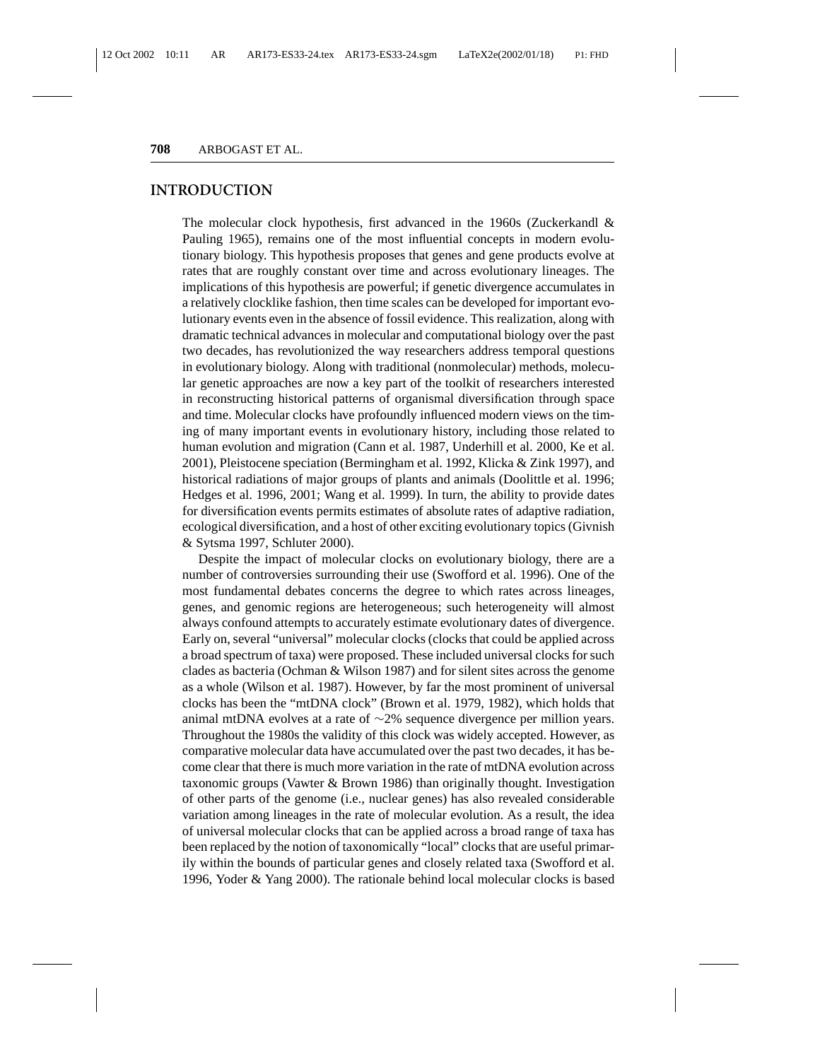## INTRODUCTION

The molecular clock hypothesis, first advanced in the 1960s (Zuckerkandl & Pauling 1965), remains one of the most influential concepts in modern evolutionary biology. This hypothesis proposes that genes and gene products evolve at rates that are roughly constant over time and across evolutionary lineages. The implications of this hypothesis are powerful; if genetic divergence accumulates in a relatively clocklike fashion, then time scales can be developed for important evolutionary events even in the absence of fossil evidence. This realization, along with dramatic technical advances in molecular and computational biology over the past two decades, has revolutionized the way researchers address temporal questions in evolutionary biology. Along with traditional (nonmolecular) methods, molecular genetic approaches are now a key part of the toolkit of researchers interested in reconstructing historical patterns of organismal diversification through space and time. Molecular clocks have profoundly influenced modern views on the timing of many important events in evolutionary history, including those related to human evolution and migration (Cann et al. 1987, Underhill et al. 2000, Ke et al. 2001), Pleistocene speciation (Bermingham et al. 1992, Klicka & Zink 1997), and historical radiations of major groups of plants and animals (Doolittle et al. 1996; Hedges et al. 1996, 2001; Wang et al. 1999). In turn, the ability to provide dates for diversification events permits estimates of absolute rates of adaptive radiation, ecological diversification, and a host of other exciting evolutionary topics (Givnish & Sytsma 1997, Schluter 2000).

Despite the impact of molecular clocks on evolutionary biology, there are a number of controversies surrounding their use (Swofford et al. 1996). One of the most fundamental debates concerns the degree to which rates across lineages, genes, and genomic regions are heterogeneous; such heterogeneity will almost always confound attempts to accurately estimate evolutionary dates of divergence. Early on, several "universal" molecular clocks (clocks that could be applied across a broad spectrum of taxa) were proposed. These included universal clocks for such clades as bacteria (Ochman & Wilson 1987) and for silent sites across the genome as a whole (Wilson et al. 1987). However, by far the most prominent of universal clocks has been the "mtDNA clock" (Brown et al. 1979, 1982), which holds that animal mtDNA evolves at a rate of ~2% sequence divergence per million years. Throughout the 1980s the validity of this clock was widely accepted. However, as comparative molecular data have accumulated over the past two decades, it has become clear that there is much more variation in the rate of mtDNA evolution across taxonomic groups (Vawter & Brown 1986) than originally thought. Investigation of other parts of the genome (i.e., nuclear genes) has also revealed considerable variation among lineages in the rate of molecular evolution. As a result, the idea of universal molecular clocks that can be applied across a broad range of taxa has been replaced by the notion of taxonomically "local" clocks that are useful primarily within the bounds of particular genes and closely related taxa (Swofford et al. 1996, Yoder & Yang 2000). The rationale behind local molecular clocks is based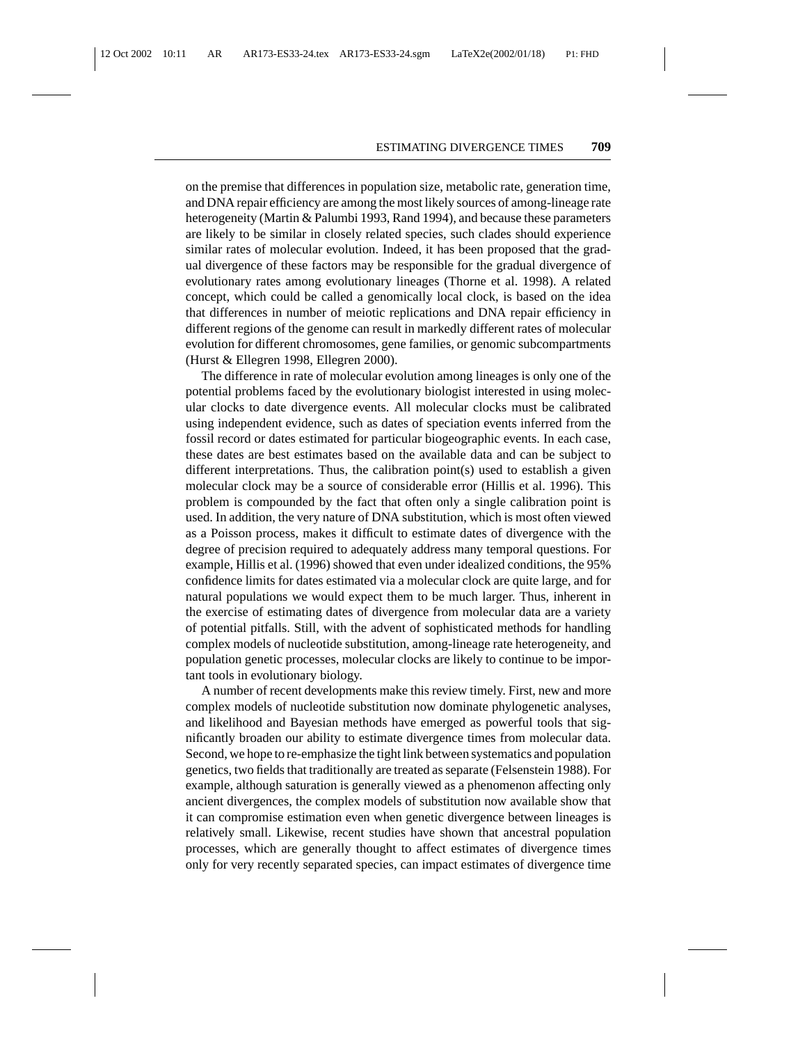on the premise that differences in population size, metabolic rate, generation time, and DNA repair efficiency are among the most likely sources of among-lineage rate heterogeneity (Martin & Palumbi 1993, Rand 1994), and because these parameters are likely to be similar in closely related species, such clades should experience similar rates of molecular evolution. Indeed, it has been proposed that the gradual divergence of these factors may be responsible for the gradual divergence of evolutionary rates among evolutionary lineages (Thorne et al. 1998). A related concept, which could be called a genomically local clock, is based on the idea that differences in number of meiotic replications and DNA repair efficiency in different regions of the genome can result in markedly different rates of molecular evolution for different chromosomes, gene families, or genomic subcompartments (Hurst & Ellegren 1998, Ellegren 2000).

The difference in rate of molecular evolution among lineages is only one of the potential problems faced by the evolutionary biologist interested in using molecular clocks to date divergence events. All molecular clocks must be calibrated using independent evidence, such as dates of speciation events inferred from the fossil record or dates estimated for particular biogeographic events. In each case, these dates are best estimates based on the available data and can be subject to different interpretations. Thus, the calibration point(s) used to establish a given molecular clock may be a source of considerable error (Hillis et al. 1996). This problem is compounded by the fact that often only a single calibration point is used. In addition, the very nature of DNA substitution, which is most often viewed as a Poisson process, makes it difficult to estimate dates of divergence with the degree of precision required to adequately address many temporal questions. For example, Hillis et al. (1996) showed that even under idealized conditions, the 95% confidence limits for dates estimated via a molecular clock are quite large, and for natural populations we would expect them to be much larger. Thus, inherent in the exercise of estimating dates of divergence from molecular data are a variety of potential pitfalls. Still, with the advent of sophisticated methods for handling complex models of nucleotide substitution, among-lineage rate heterogeneity, and population genetic processes, molecular clocks are likely to continue to be important tools in evolutionary biology.

A number of recent developments make this review timely. First, new and more complex models of nucleotide substitution now dominate phylogenetic analyses, and likelihood and Bayesian methods have emerged as powerful tools that significantly broaden our ability to estimate divergence times from molecular data. Second, we hope to re-emphasize the tight link between systematics and population genetics, two fields that traditionally are treated as separate (Felsenstein 1988). For example, although saturation is generally viewed as a phenomenon affecting only ancient divergences, the complex models of substitution now available show that it can compromise estimation even when genetic divergence between lineages is relatively small. Likewise, recent studies have shown that ancestral population processes, which are generally thought to affect estimates of divergence times only for very recently separated species, can impact estimates of divergence time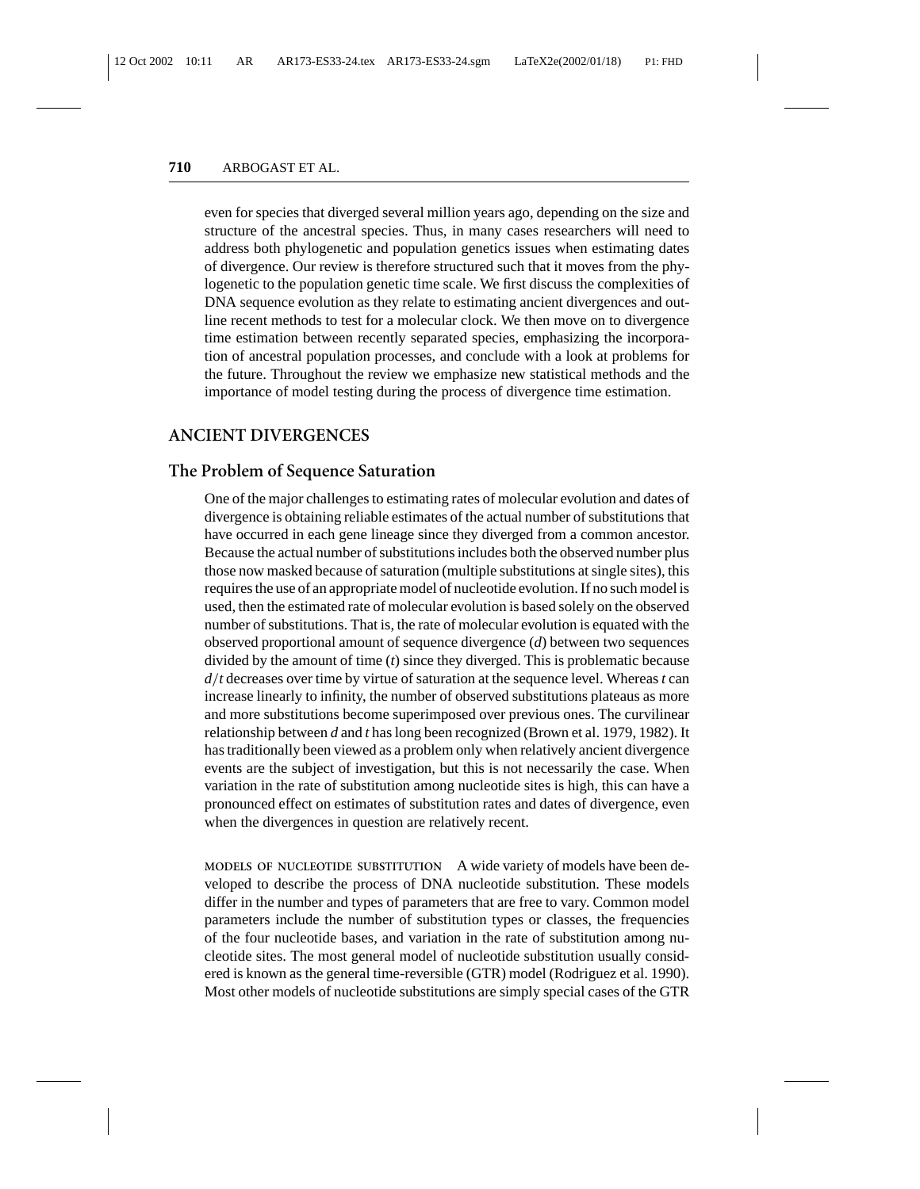even for species that diverged several million years ago, depending on the size and structure of the ancestral species. Thus, in many cases researchers will need to address both phylogenetic and population genetics issues when estimating dates of divergence. Our review is therefore structured such that it moves from the phylogenetic to the population genetic time scale. We first discuss the complexities of DNA sequence evolution as they relate to estimating ancient divergences and outline recent methods to test for a molecular clock. We then move on to divergence time estimation between recently separated species, emphasizing the incorporation of ancestral population processes, and conclude with a look at problems for the future. Throughout the review we emphasize new statistical methods and the importance of model testing during the process of divergence time estimation.

## ANCIENT DIVERGENCES

### The Problem of Sequence Saturation

One of the major challenges to estimating rates of molecular evolution and dates of divergence is obtaining reliable estimates of the actual number of substitutions that have occurred in each gene lineage since they diverged from a common ancestor. Because the actual number of substitutions includes both the observed number plus those now masked because of saturation (multiple substitutions at single sites), this requires the use of an appropriate model of nucleotide evolution. If no such model is used, then the estimated rate of molecular evolution is based solely on the observed number of substitutions. That is, the rate of molecular evolution is equated with the observed proportional amount of sequence divergence ($d$) between two sequences divided by the amount of time ($t$) since they diverged. This is problematic because $d/t$ decreases over time by virtue of saturation at the sequence level. Whereas $t$ can increase linearly to infinity, the number of observed substitutions plateaus as more and more substitutions become superimposed over previous ones. The curvilinear relationship between $d$ and $t$ has long been recognized (Brown et al. 1979, 1982). It has traditionally been viewed as a problem only when relatively ancient divergence events are the subject of investigation, but this is not necessarily the case. When variation in the rate of substitution among nucleotide sites is high, this can have a pronounced effect on estimates of substitution rates and dates of divergence, even when the divergences in question are relatively recent.

MODELS OF NUCLEOTIDE SUBSTITUTION A wide variety of models have been developed to describe the process of DNA nucleotide substitution. These models differ in the number and types of parameters that are free to vary. Common model parameters include the number of substitution types or classes, the frequencies of the four nucleotide bases, and variation in the rate of substitution among nucleotide sites. The most general model of nucleotide substitution usually considered is known as the general time-reversible (GTR) model (Rodriguez et al. 1990). Most other models of nucleotide substitutions are simply special cases of the GTR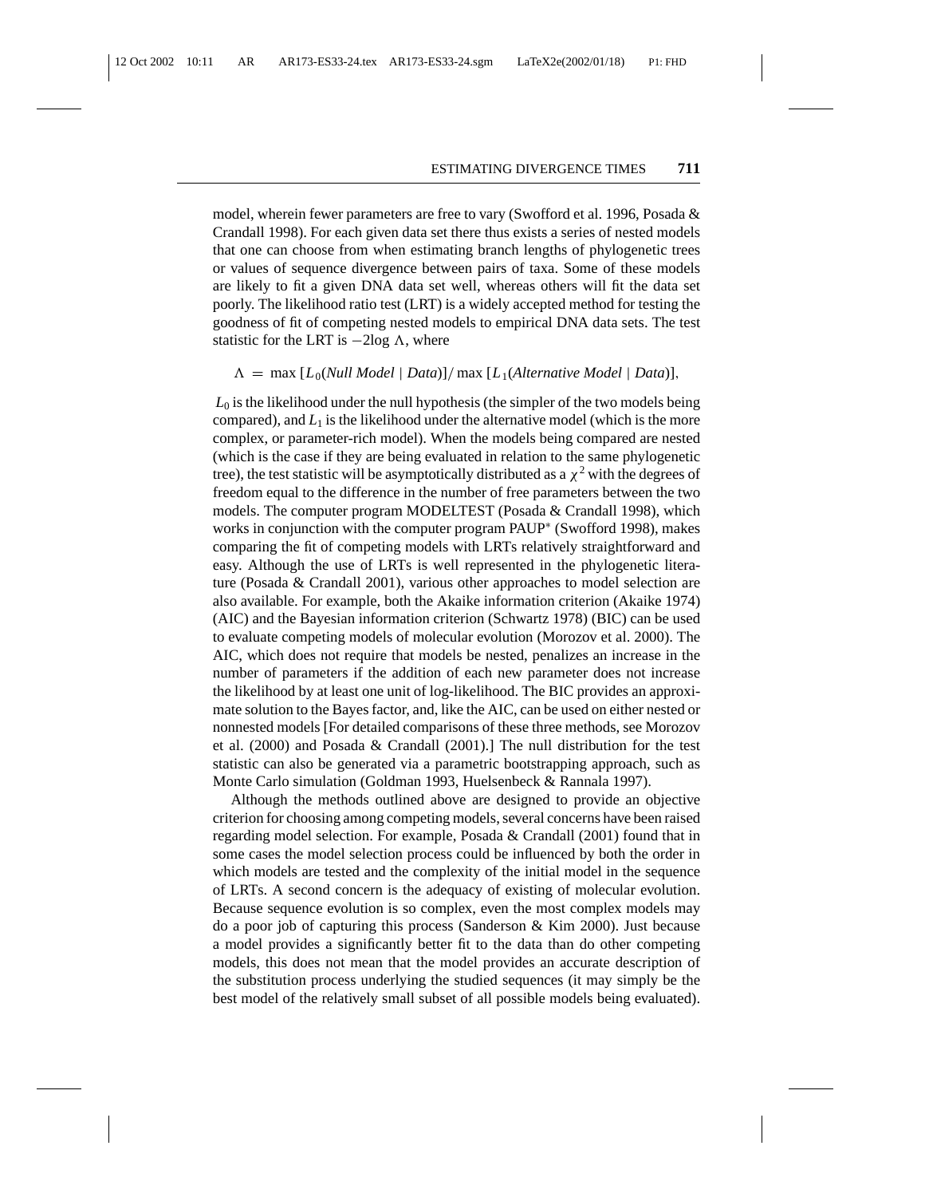model, wherein fewer parameters are free to vary (Swofford et al. 1996, Posada & Crandall 1998). For each given data set there thus exists a series of nested models that one can choose from when estimating branch lengths of phylogenetic trees or values of sequence divergence between pairs of taxa. Some of these models are likely to fit a given DNA data set well, whereas others will fit the data set poorly. The likelihood ratio test (LRT) is a widely accepted method for testing the goodness of fit of competing nested models to empirical DNA data sets. The test statistic for the LRT is $-2\log \Lambda$, where

$$\Lambda = \max\,[L_0(\textit{Null Model} \mid \textit{Data})]/\max\,[L_1(\textit{Alternative Model} \mid \textit{Data})],$$

$L_0$ is the likelihood under the null hypothesis (the simpler of the two models being compared), and $L_1$ is the likelihood under the alternative model (which is the more complex, or parameter-rich model). When the models being compared are nested (which is the case if they are being evaluated in relation to the same phylogenetic tree), the test statistic will be asymptotically distributed as a $\chi^2$ with the degrees of freedom equal to the difference in the number of free parameters between the two models. The computer program MODELTEST (Posada & Crandall 1998), which works in conjunction with the computer program PAUP* (Swofford 1998), makes comparing the fit of competing models with LRTs relatively straightforward and easy. Although the use of LRTs is well represented in the phylogenetic literature (Posada & Crandall 2001), various other approaches to model selection are also available. For example, both the Akaike information criterion (Akaike 1974) (AIC) and the Bayesian information criterion (Schwartz 1978) (BIC) can be used to evaluate competing models of molecular evolution (Morozov et al. 2000). The AIC, which does not require that models be nested, penalizes an increase in the number of parameters if the addition of each new parameter does not increase the likelihood by at least one unit of log-likelihood. The BIC provides an approximate solution to the Bayes factor, and, like the AIC, can be used on either nested or nonnested models [For detailed comparisons of these three methods, see Morozov et al. (2000) and Posada & Crandall (2001).] The null distribution for the test statistic can also be generated via a parametric bootstrapping approach, such as Monte Carlo simulation (Goldman 1993, Huelsenbeck & Rannala 1997).

Although the methods outlined above are designed to provide an objective criterion for choosing among competing models, several concerns have been raised regarding model selection. For example, Posada & Crandall (2001) found that in some cases the model selection process could be influenced by both the order in which models are tested and the complexity of the initial model in the sequence of LRTs. A second concern is the adequacy of existing of molecular evolution. Because sequence evolution is so complex, even the most complex models may do a poor job of capturing this process (Sanderson & Kim 2000). Just because a model provides a significantly better fit to the data than do other competing models, this does not mean that the model provides an accurate description of the substitution process underlying the studied sequences (it may simply be the best model of the relatively small subset of all possible models being evaluated).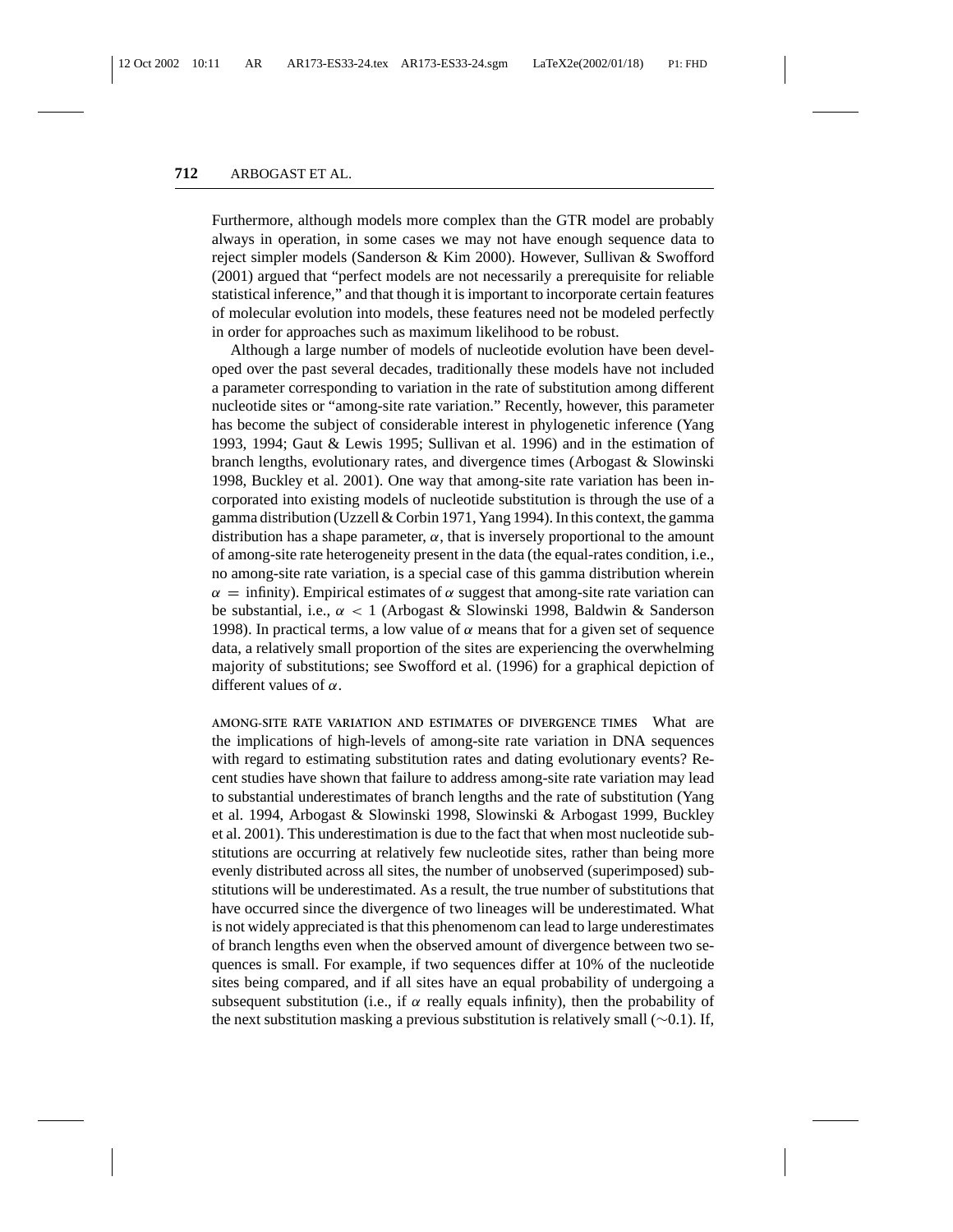Furthermore, although models more complex than the GTR model are probably always in operation, in some cases we may not have enough sequence data to reject simpler models (Sanderson & Kim 2000). However, Sullivan & Swofford (2001) argued that "perfect models are not necessarily a prerequisite for reliable statistical inference," and that though it is important to incorporate certain features of molecular evolution into models, these features need not be modeled perfectly in order for approaches such as maximum likelihood to be robust.

Although a large number of models of nucleotide evolution have been developed over the past several decades, traditionally these models have not included a parameter corresponding to variation in the rate of substitution among different nucleotide sites or "among-site rate variation." Recently, however, this parameter has become the subject of considerable interest in phylogenetic inference (Yang 1993, 1994; Gaut & Lewis 1995; Sullivan et al. 1996) and in the estimation of branch lengths, evolutionary rates, and divergence times (Arbogast & Slowinski 1998, Buckley et al. 2001). One way that among-site rate variation has been incorporated into existing models of nucleotide substitution is through the use of a gamma distribution (Uzzell & Corbin 1971, Yang 1994). In this context, the gamma distribution has a shape parameter, $\alpha$, that is inversely proportional to the amount of among-site rate heterogeneity present in the data (the equal-rates condition, i.e., no among-site rate variation, is a special case of this gamma distribution wherein $\alpha$ = infinity). Empirical estimates of $\alpha$ suggest that among-site rate variation can be substantial, i.e., $\alpha < 1$ (Arbogast & Slowinski 1998, Baldwin & Sanderson 1998). In practical terms, a low value of $\alpha$ means that for a given set of sequence data, a relatively small proportion of the sites are experiencing the overwhelming majority of substitutions; see Swofford et al. (1996) for a graphical depiction of different values of $\alpha$.

**AMONG-SITE RATE VARIATION AND ESTIMATES OF DIVERGENCE TIMES** What are the implications of high-levels of among-site rate variation in DNA sequences with regard to estimating substitution rates and dating evolutionary events? Recent studies have shown that failure to address among-site rate variation may lead to substantial underestimates of branch lengths and the rate of substitution (Yang et al. 1994, Arbogast & Slowinski 1998, Slowinski & Arbogast 1999, Buckley et al. 2001). This underestimation is due to the fact that when most nucleotide substitutions are occurring at relatively few nucleotide sites, rather than being more evenly distributed across all sites, the number of unobserved (superimposed) substitutions will be underestimated. As a result, the true number of substitutions that have occurred since the divergence of two lineages will be underestimated. What is not widely appreciated is that this phenomenom can lead to large underestimates of branch lengths even when the observed amount of divergence between two sequences is small. For example, if two sequences differ at 10% of the nucleotide sites being compared, and if all sites have an equal probability of undergoing a subsequent substitution (i.e., if $\alpha$ really equals infinity), then the probability of the next substitution masking a previous substitution is relatively small ($\sim$0.1). If,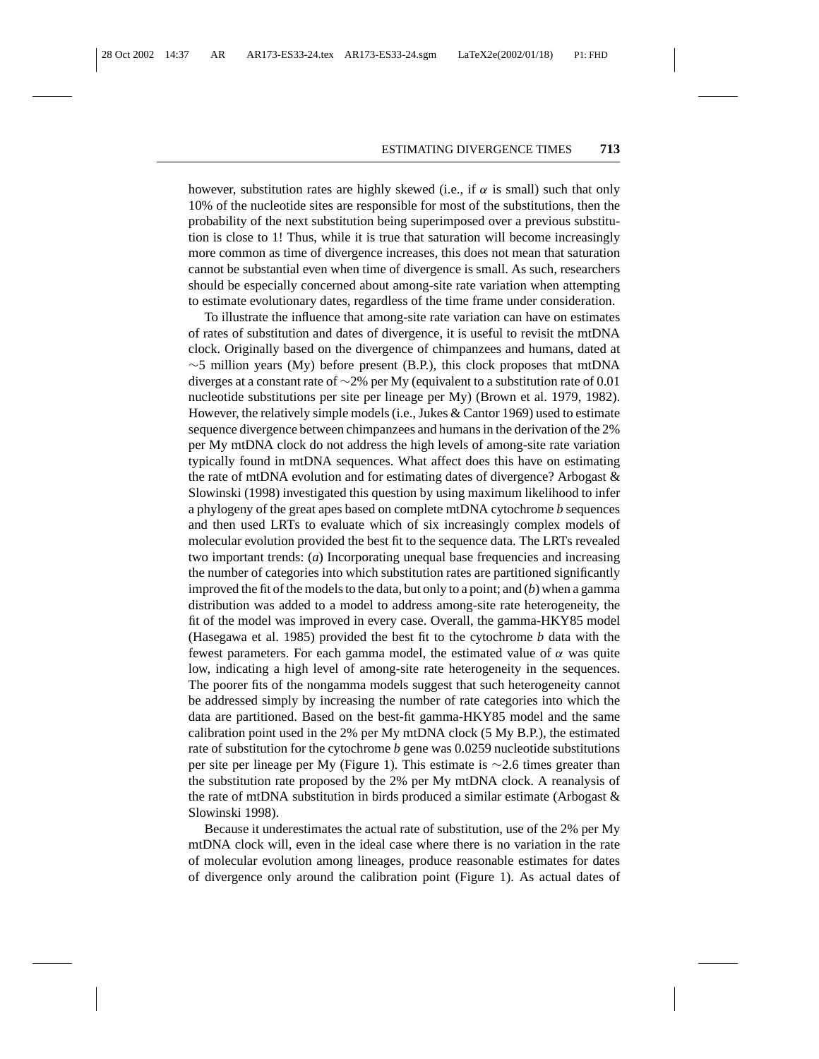however, substitution rates are highly skewed (i.e., if $\alpha$ is small) such that only 10% of the nucleotide sites are responsible for most of the substitutions, then the probability of the next substitution being superimposed over a previous substitution is close to 1! Thus, while it is true that saturation will become increasingly more common as time of divergence increases, this does not mean that saturation cannot be substantial even when time of divergence is small. As such, researchers should be especially concerned about among-site rate variation when attempting to estimate evolutionary dates, regardless of the time frame under consideration.

To illustrate the influence that among-site rate variation can have on estimates of rates of substitution and dates of divergence, it is useful to revisit the mtDNA clock. Originally based on the divergence of chimpanzees and humans, dated at ~5 million years (My) before present (B.P.), this clock proposes that mtDNA diverges at a constant rate of ~2% per My (equivalent to a substitution rate of 0.01 nucleotide substitutions per site per lineage per My) (Brown et al. 1979, 1982). However, the relatively simple models (i.e., Jukes & Cantor 1969) used to estimate sequence divergence between chimpanzees and humans in the derivation of the 2% per My mtDNA clock do not address the high levels of among-site rate variation typically found in mtDNA sequences. What affect does this have on estimating the rate of mtDNA evolution and for estimating dates of divergence? Arbogast & Slowinski (1998) investigated this question by using maximum likelihood to infer a phylogeny of the great apes based on complete mtDNA cytochrome *b* sequences and then used LRTs to evaluate which of six increasingly complex models of molecular evolution provided the best fit to the sequence data. The LRTs revealed two important trends: (*a*) Incorporating unequal base frequencies and increasing the number of categories into which substitution rates are partitioned significantly improved the fit of the models to the data, but only to a point; and (*b*) when a gamma distribution was added to a model to address among-site rate heterogeneity, the fit of the model was improved in every case. Overall, the gamma-HKY85 model (Hasegawa et al. 1985) provided the best fit to the cytochrome *b* data with the fewest parameters. For each gamma model, the estimated value of $\alpha$ was quite low, indicating a high level of among-site rate heterogeneity in the sequences. The poorer fits of the nongamma models suggest that such heterogeneity cannot be addressed simply by increasing the number of rate categories into which the data are partitioned. Based on the best-fit gamma-HKY85 model and the same calibration point used in the 2% per My mtDNA clock (5 My B.P.), the estimated rate of substitution for the cytochrome *b* gene was 0.0259 nucleotide substitutions per site per lineage per My (Figure 1). This estimate is ~2.6 times greater than the substitution rate proposed by the 2% per My mtDNA clock. A reanalysis of the rate of mtDNA substitution in birds produced a similar estimate (Arbogast & Slowinski 1998).

Because it underestimates the actual rate of substitution, use of the 2% per My mtDNA clock will, even in the ideal case where there is no variation in the rate of molecular evolution among lineages, produce reasonable estimates for dates of divergence only around the calibration point (Figure 1). As actual dates of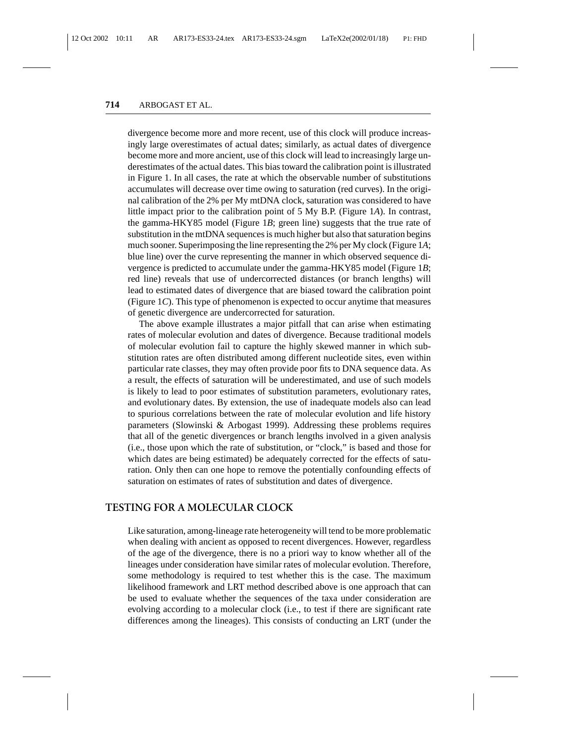divergence become more and more recent, use of this clock will produce increasingly large overestimates of actual dates; similarly, as actual dates of divergence become more and more ancient, use of this clock will lead to increasingly large underestimates of the actual dates. This bias toward the calibration point is illustrated in Figure 1. In all cases, the rate at which the observable number of substitutions accumulates will decrease over time owing to saturation (red curves). In the original calibration of the 2% per My mtDNA clock, saturation was considered to have little impact prior to the calibration point of 5 My B.P. (Figure 1*A*). In contrast, the gamma-HKY85 model (Figure 1*B*; green line) suggests that the true rate of substitution in the mtDNA sequences is much higher but also that saturation begins much sooner. Superimposing the line representing the 2% per My clock (Figure 1*A*; blue line) over the curve representing the manner in which observed sequence divergence is predicted to accumulate under the gamma-HKY85 model (Figure 1*B*; red line) reveals that use of undercorrected distances (or branch lengths) will lead to estimated dates of divergence that are biased toward the calibration point (Figure 1*C*). This type of phenomenon is expected to occur anytime that measures of genetic divergence are undercorrected for saturation.

The above example illustrates a major pitfall that can arise when estimating rates of molecular evolution and dates of divergence. Because traditional models of molecular evolution fail to capture the highly skewed manner in which substitution rates are often distributed among different nucleotide sites, even within particular rate classes, they may often provide poor fits to DNA sequence data. As a result, the effects of saturation will be underestimated, and use of such models is likely to lead to poor estimates of substitution parameters, evolutionary rates, and evolutionary dates. By extension, the use of inadequate models also can lead to spurious correlations between the rate of molecular evolution and life history parameters (Slowinski & Arbogast 1999). Addressing these problems requires that all of the genetic divergences or branch lengths involved in a given analysis (i.e., those upon which the rate of substitution, or "clock," is based and those for which dates are being estimated) be adequately corrected for the effects of saturation. Only then can one hope to remove the potentially confounding effects of saturation on estimates of rates of substitution and dates of divergence.

## TESTING FOR A MOLECULAR CLOCK

Like saturation, among-lineage rate heterogeneity will tend to be more problematic when dealing with ancient as opposed to recent divergences. However, regardless of the age of the divergence, there is no a priori way to know whether all of the lineages under consideration have similar rates of molecular evolution. Therefore, some methodology is required to test whether this is the case. The maximum likelihood framework and LRT method described above is one approach that can be used to evaluate whether the sequences of the taxa under consideration are evolving according to a molecular clock (i.e., to test if there are significant rate differences among the lineages). This consists of conducting an LRT (under the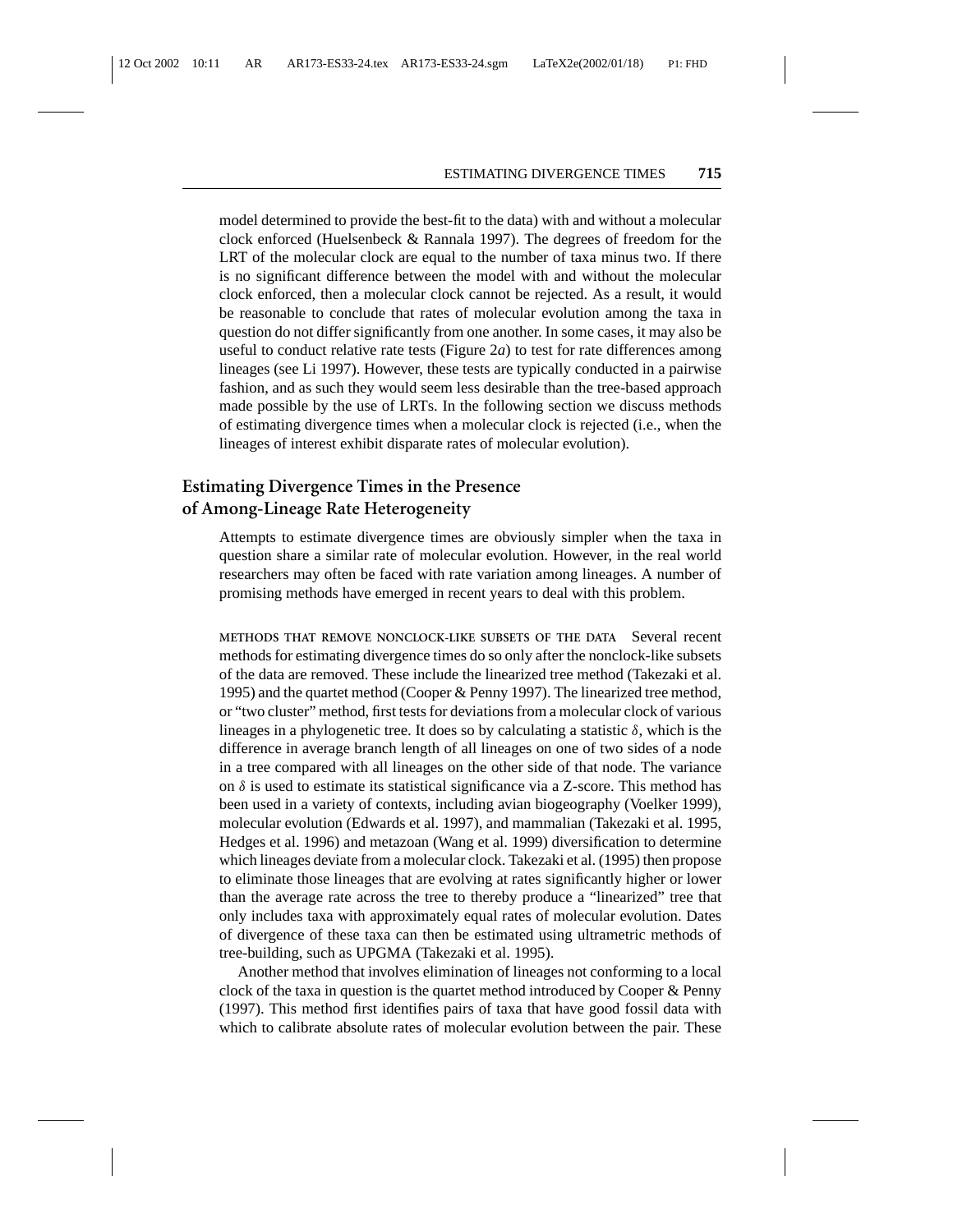model determined to provide the best-fit to the data) with and without a molecular clock enforced (Huelsenbeck & Rannala 1997). The degrees of freedom for the LRT of the molecular clock are equal to the number of taxa minus two. If there is no significant difference between the model with and without the molecular clock enforced, then a molecular clock cannot be rejected. As a result, it would be reasonable to conclude that rates of molecular evolution among the taxa in question do not differ significantly from one another. In some cases, it may also be useful to conduct relative rate tests (Figure 2*a*) to test for rate differences among lineages (see Li 1997). However, these tests are typically conducted in a pairwise fashion, and as such they would seem less desirable than the tree-based approach made possible by the use of LRTs. In the following section we discuss methods of estimating divergence times when a molecular clock is rejected (i.e., when the lineages of interest exhibit disparate rates of molecular evolution).

## Estimating Divergence Times in the Presence of Among-Lineage Rate Heterogeneity

Attempts to estimate divergence times are obviously simpler when the taxa in question share a similar rate of molecular evolution. However, in the real world researchers may often be faced with rate variation among lineages. A number of promising methods have emerged in recent years to deal with this problem.

METHODS THAT REMOVE NONCLOCK-LIKE SUBSETS OF THE DATA Several recent methods for estimating divergence times do so only after the nonclock-like subsets of the data are removed. These include the linearized tree method (Takezaki et al. 1995) and the quartet method (Cooper & Penny 1997). The linearized tree method, or "two cluster" method, first tests for deviations from a molecular clock of various lineages in a phylogenetic tree. It does so by calculating a statistic $\delta$, which is the difference in average branch length of all lineages on one of two sides of a node in a tree compared with all lineages on the other side of that node. The variance on $\delta$ is used to estimate its statistical significance via a Z-score. This method has been used in a variety of contexts, including avian biogeography (Voelker 1999), molecular evolution (Edwards et al. 1997), and mammalian (Takezaki et al. 1995, Hedges et al. 1996) and metazoan (Wang et al. 1999) diversification to determine which lineages deviate from a molecular clock. Takezaki et al. (1995) then propose to eliminate those lineages that are evolving at rates significantly higher or lower than the average rate across the tree to thereby produce a "linearized" tree that only includes taxa with approximately equal rates of molecular evolution. Dates of divergence of these taxa can then be estimated using ultrametric methods of tree-building, such as UPGMA (Takezaki et al. 1995).

Another method that involves elimination of lineages not conforming to a local clock of the taxa in question is the quartet method introduced by Cooper & Penny (1997). This method first identifies pairs of taxa that have good fossil data with which to calibrate absolute rates of molecular evolution between the pair. These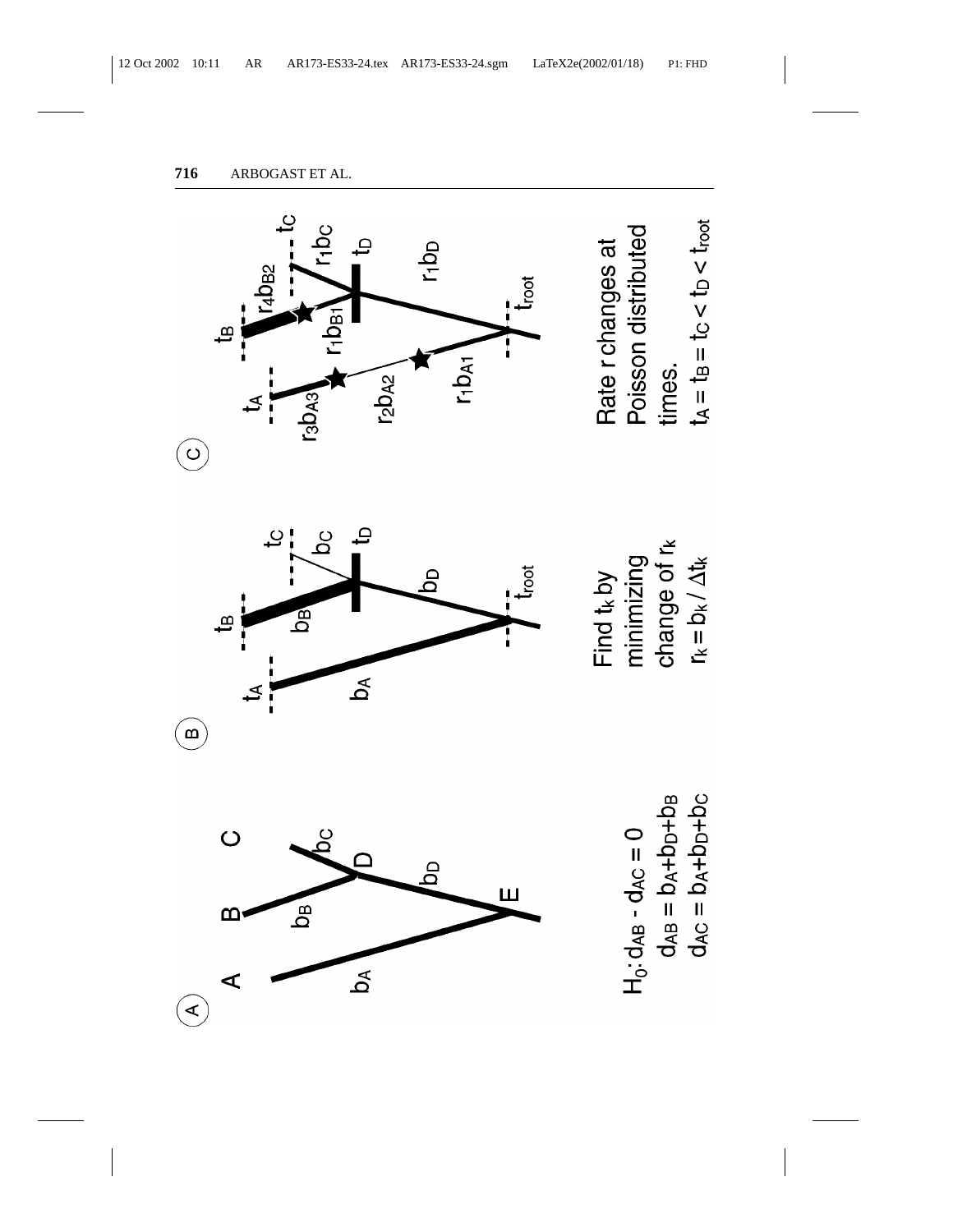**A**

$H_0: d_{AB} - d_{AC} = 0$

$d_{AB} = b_A + b_D + b_B$

$d_{AC} = b_A + b_D + b_C$

**B**

Find $t_k$ by minimizing change of $r_k$

$r_k = b_k / \Delta t_k$

**C**

Rate r changes at Poisson distributed times.

$t_A = t_B = t_C < t_D < t_{root}$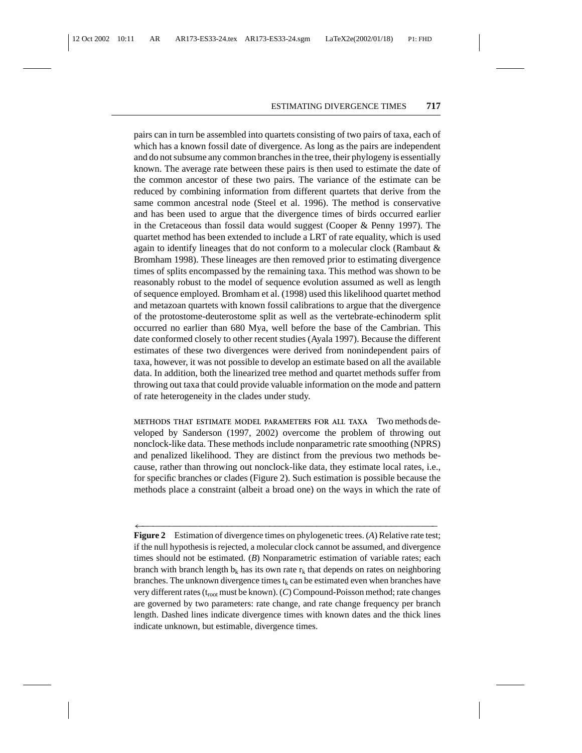pairs can in turn be assembled into quartets consisting of two pairs of taxa, each of which has a known fossil date of divergence. As long as the pairs are independent and do not subsume any common branches in the tree, their phylogeny is essentially known. The average rate between these pairs is then used to estimate the date of the common ancestor of these two pairs. The variance of the estimate can be reduced by combining information from different quartets that derive from the same common ancestral node (Steel et al. 1996). The method is conservative and has been used to argue that the divergence times of birds occurred earlier in the Cretaceous than fossil data would suggest (Cooper & Penny 1997). The quartet method has been extended to include a LRT of rate equality, which is used again to identify lineages that do not conform to a molecular clock (Rambaut & Bromham 1998). These lineages are then removed prior to estimating divergence times of splits encompassed by the remaining taxa. This method was shown to be reasonably robust to the model of sequence evolution assumed as well as length of sequence employed. Bromham et al. (1998) used this likelihood quartet method and metazoan quartets with known fossil calibrations to argue that the divergence of the protostome-deuterostome split as well as the vertebrate-echinoderm split occurred no earlier than 680 Mya, well before the base of the Cambrian. This date conformed closely to other recent studies (Ayala 1997). Because the different estimates of these two divergences were derived from nonindependent pairs of taxa, however, it was not possible to develop an estimate based on all the available data. In addition, both the linearized tree method and quartet methods suffer from throwing out taxa that could provide valuable information on the mode and pattern of rate heterogeneity in the clades under study.

METHODS THAT ESTIMATE MODEL PARAMETERS FOR ALL TAXA Two methods developed by Sanderson (1997, 2002) overcome the problem of throwing out nonclock-like data. These methods include nonparametric rate smoothing (NPRS) and penalized likelihood. They are distinct from the previous two methods because, rather than throwing out nonclock-like data, they estimate local rates, i.e., for specific branches or clades (Figure 2). Such estimation is possible because the methods place a constraint (albeit a broad one) on the ways in which the rate of

**Figure 2** Estimation of divergence times on phylogenetic trees. (*A*) Relative rate test; if the null hypothesis is rejected, a molecular clock cannot be assumed, and divergence times should not be estimated. (*B*) Nonparametric estimation of variable rates; each branch with branch length $b_k$ has its own rate $r_k$ that depends on rates on neighboring branches. The unknown divergence times $t_k$ can be estimated even when branches have very different rates ($t_{root}$ must be known). (*C*) Compound-Poisson method; rate changes are governed by two parameters: rate change, and rate change frequency per branch length. Dashed lines indicate divergence times with known dates and the thick lines indicate unknown, but estimable, divergence times.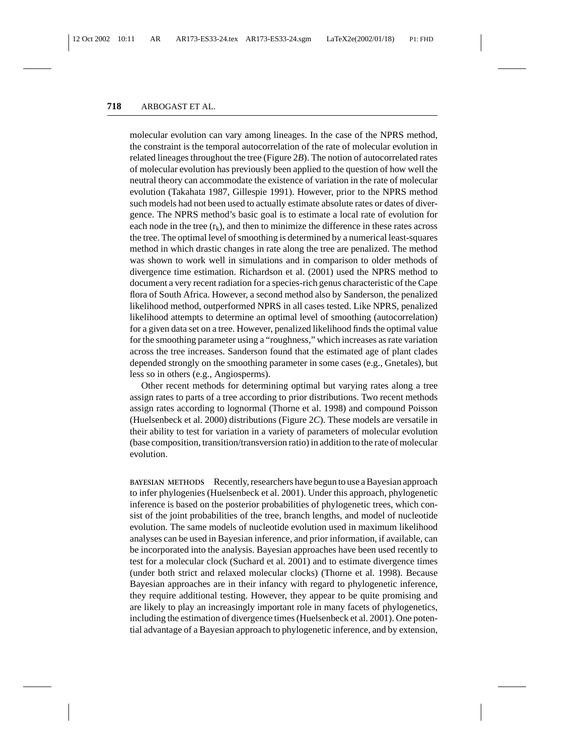molecular evolution can vary among lineages. In the case of the NPRS method, the constraint is the temporal autocorrelation of the rate of molecular evolution in related lineages throughout the tree (Figure 2*B*). The notion of autocorrelated rates of molecular evolution has previously been applied to the question of how well the neutral theory can accommodate the existence of variation in the rate of molecular evolution (Takahata 1987, Gillespie 1991). However, prior to the NPRS method such models had not been used to actually estimate absolute rates or dates of divergence. The NPRS method's basic goal is to estimate a local rate of evolution for each node in the tree ($r_k$), and then to minimize the difference in these rates across the tree. The optimal level of smoothing is determined by a numerical least-squares method in which drastic changes in rate along the tree are penalized. The method was shown to work well in simulations and in comparison to older methods of divergence time estimation. Richardson et al. (2001) used the NPRS method to document a very recent radiation for a species-rich genus characteristic of the Cape flora of South Africa. However, a second method also by Sanderson, the penalized likelihood method, outperformed NPRS in all cases tested. Like NPRS, penalized likelihood attempts to determine an optimal level of smoothing (autocorrelation) for a given data set on a tree. However, penalized likelihood finds the optimal value for the smoothing parameter using a "roughness," which increases as rate variation across the tree increases. Sanderson found that the estimated age of plant clades depended strongly on the smoothing parameter in some cases (e.g., Gnetales), but less so in others (e.g., Angiosperms).

Other recent methods for determining optimal but varying rates along a tree assign rates to parts of a tree according to prior distributions. Two recent methods assign rates according to lognormal (Thorne et al. 1998) and compound Poisson (Huelsenbeck et al. 2000) distributions (Figure 2*C*). These models are versatile in their ability to test for variation in a variety of parameters of molecular evolution (base composition, transition/transversion ratio) in addition to the rate of molecular evolution.

**BAYESIAN METHODS** Recently, researchers have begun to use a Bayesian approach to infer phylogenies (Huelsenbeck et al. 2001). Under this approach, phylogenetic inference is based on the posterior probabilities of phylogenetic trees, which consist of the joint probabilities of the tree, branch lengths, and model of nucleotide evolution. The same models of nucleotide evolution used in maximum likelihood analyses can be used in Bayesian inference, and prior information, if available, can be incorporated into the analysis. Bayesian approaches have been used recently to test for a molecular clock (Suchard et al. 2001) and to estimate divergence times (under both strict and relaxed molecular clocks) (Thorne et al. 1998). Because Bayesian approaches are in their infancy with regard to phylogenetic inference, they require additional testing. However, they appear to be quite promising and are likely to play an increasingly important role in many facets of phylogenetics, including the estimation of divergence times (Huelsenbeck et al. 2001). One potential advantage of a Bayesian approach to phylogenetic inference, and by extension,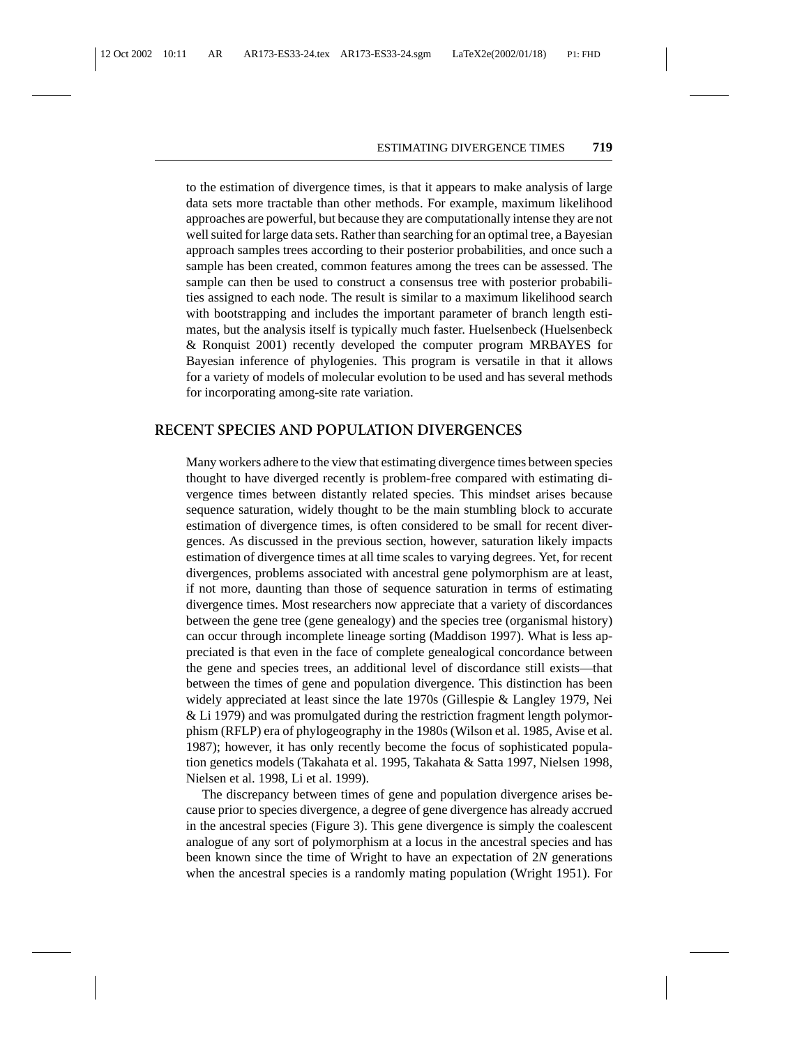to the estimation of divergence times, is that it appears to make analysis of large data sets more tractable than other methods. For example, maximum likelihood approaches are powerful, but because they are computationally intense they are not well suited for large data sets. Rather than searching for an optimal tree, a Bayesian approach samples trees according to their posterior probabilities, and once such a sample has been created, common features among the trees can be assessed. The sample can then be used to construct a consensus tree with posterior probabilities assigned to each node. The result is similar to a maximum likelihood search with bootstrapping and includes the important parameter of branch length estimates, but the analysis itself is typically much faster. Huelsenbeck (Huelsenbeck & Ronquist 2001) recently developed the computer program MRBAYES for Bayesian inference of phylogenies. This program is versatile in that it allows for a variety of models of molecular evolution to be used and has several methods for incorporating among-site rate variation.

## RECENT SPECIES AND POPULATION DIVERGENCES

Many workers adhere to the view that estimating divergence times between species thought to have diverged recently is problem-free compared with estimating divergence times between distantly related species. This mindset arises because sequence saturation, widely thought to be the main stumbling block to accurate estimation of divergence times, is often considered to be small for recent divergences. As discussed in the previous section, however, saturation likely impacts estimation of divergence times at all time scales to varying degrees. Yet, for recent divergences, problems associated with ancestral gene polymorphism are at least, if not more, daunting than those of sequence saturation in terms of estimating divergence times. Most researchers now appreciate that a variety of discordances between the gene tree (gene genealogy) and the species tree (organismal history) can occur through incomplete lineage sorting (Maddison 1997). What is less appreciated is that even in the face of complete genealogical concordance between the gene and species trees, an additional level of discordance still exists—that between the times of gene and population divergence. This distinction has been widely appreciated at least since the late 1970s (Gillespie & Langley 1979, Nei & Li 1979) and was promulgated during the restriction fragment length polymorphism (RFLP) era of phylogeography in the 1980s (Wilson et al. 1985, Avise et al. 1987); however, it has only recently become the focus of sophisticated population genetics models (Takahata et al. 1995, Takahata & Satta 1997, Nielsen 1998, Nielsen et al. 1998, Li et al. 1999).

The discrepancy between times of gene and population divergence arises because prior to species divergence, a degree of gene divergence has already accrued in the ancestral species (Figure 3). This gene divergence is simply the coalescent analogue of any sort of polymorphism at a locus in the ancestral species and has been known since the time of Wright to have an expectation of $2N$ generations when the ancestral species is a randomly mating population (Wright 1951). For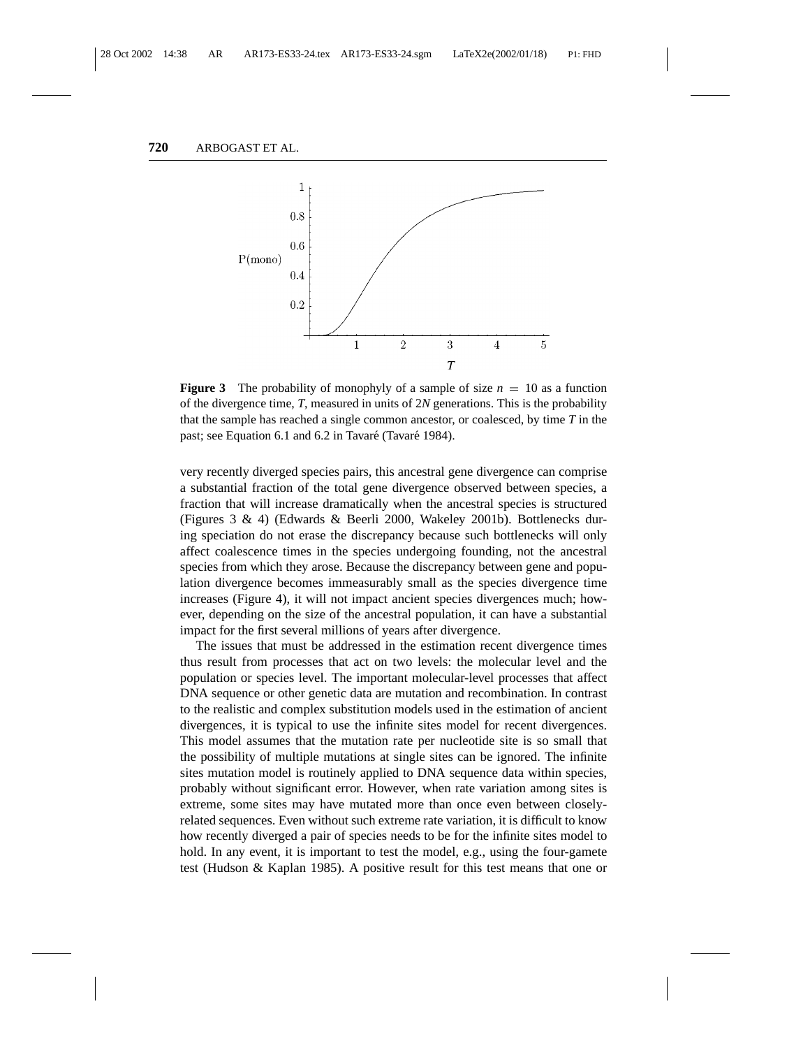**Figure 3** The probability of monophyly of a sample of size $n = 10$ as a function of the divergence time, $T$, measured in units of $2N$ generations. This is the probability that the sample has reached a single common ancestor, or coalesced, by time $T$ in the past; see Equation 6.1 and 6.2 in Tavaré (Tavaré 1984).

very recently diverged species pairs, this ancestral gene divergence can comprise a substantial fraction of the total gene divergence observed between species, a fraction that will increase dramatically when the ancestral species is structured (Figures 3 & 4) (Edwards & Beerli 2000, Wakeley 2001b). Bottlenecks during speciation do not erase the discrepancy because such bottlenecks will only affect coalescence times in the species undergoing founding, not the ancestral species from which they arose. Because the discrepancy between gene and population divergence becomes immeasurably small as the species divergence time increases (Figure 4), it will not impact ancient species divergences much; however, depending on the size of the ancestral population, it can have a substantial impact for the first several millions of years after divergence.

The issues that must be addressed in the estimation recent divergence times thus result from processes that act on two levels: the molecular level and the population or species level. The important molecular-level processes that affect DNA sequence or other genetic data are mutation and recombination. In contrast to the realistic and complex substitution models used in the estimation of ancient divergences, it is typical to use the infinite sites model for recent divergences. This model assumes that the mutation rate per nucleotide site is so small that the possibility of multiple mutations at single sites can be ignored. The infinite sites mutation model is routinely applied to DNA sequence data within species, probably without significant error. However, when rate variation among sites is extreme, some sites may have mutated more than once even between closely-related sequences. Even without such extreme rate variation, it is difficult to know how recently diverged a pair of species needs to be for the infinite sites model to hold. In any event, it is important to test the model, e.g., using the four-gamete test (Hudson & Kaplan 1985). A positive result for this test means that one or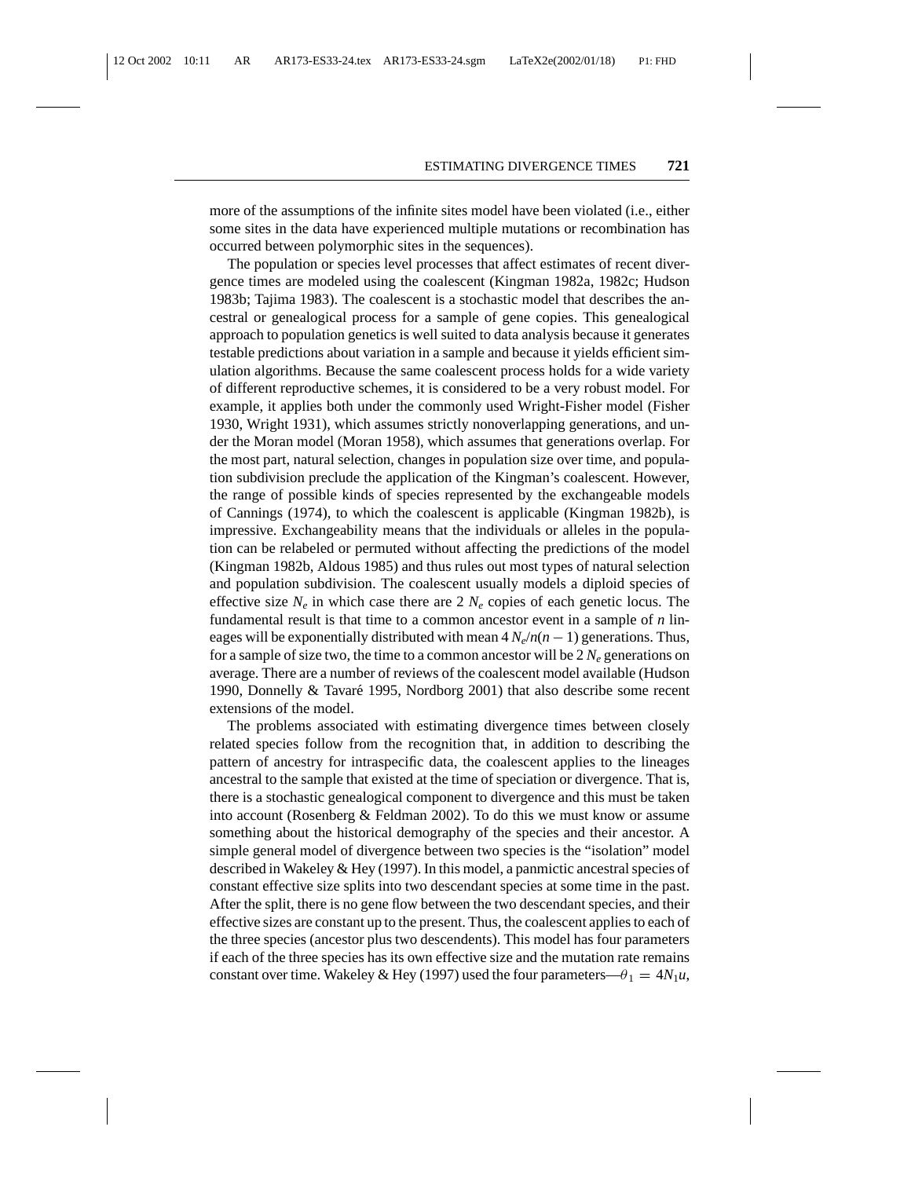more of the assumptions of the infinite sites model have been violated (i.e., either some sites in the data have experienced multiple mutations or recombination has occurred between polymorphic sites in the sequences).

The population or species level processes that affect estimates of recent divergence times are modeled using the coalescent (Kingman 1982a, 1982c; Hudson 1983b; Tajima 1983). The coalescent is a stochastic model that describes the ancestral or genealogical process for a sample of gene copies. This genealogical approach to population genetics is well suited to data analysis because it generates testable predictions about variation in a sample and because it yields efficient simulation algorithms. Because the same coalescent process holds for a wide variety of different reproductive schemes, it is considered to be a very robust model. For example, it applies both under the commonly used Wright-Fisher model (Fisher 1930, Wright 1931), which assumes strictly nonoverlapping generations, and under the Moran model (Moran 1958), which assumes that generations overlap. For the most part, natural selection, changes in population size over time, and population subdivision preclude the application of the Kingman's coalescent. However, the range of possible kinds of species represented by the exchangeable models of Cannings (1974), to which the coalescent is applicable (Kingman 1982b), is impressive. Exchangeability means that the individuals or alleles in the population can be relabeled or permuted without affecting the predictions of the model (Kingman 1982b, Aldous 1985) and thus rules out most types of natural selection and population subdivision. The coalescent usually models a diploid species of effective size $N_e$ in which case there are 2 $N_e$ copies of each genetic locus. The fundamental result is that time to a common ancestor event in a sample of $n$ lineages will be exponentially distributed with mean $4N_e/n(n-1)$ generations. Thus, for a sample of size two, the time to a common ancestor will be 2 $N_e$ generations on average. There are a number of reviews of the coalescent model available (Hudson 1990, Donnelly & Tavaré 1995, Nordborg 2001) that also describe some recent extensions of the model.

The problems associated with estimating divergence times between closely related species follow from the recognition that, in addition to describing the pattern of ancestry for intraspecific data, the coalescent applies to the lineages ancestral to the sample that existed at the time of speciation or divergence. That is, there is a stochastic genealogical component to divergence and this must be taken into account (Rosenberg & Feldman 2002). To do this we must know or assume something about the historical demography of the species and their ancestor. A simple general model of divergence between two species is the "isolation" model described in Wakeley & Hey (1997). In this model, a panmictic ancestral species of constant effective size splits into two descendant species at some time in the past. After the split, there is no gene flow between the two descendant species, and their effective sizes are constant up to the present. Thus, the coalescent applies to each of the three species (ancestor plus two descendents). This model has four parameters if each of the three species has its own effective size and the mutation rate remains constant over time. Wakeley & Hey (1997) used the four parameters—$\theta_1 = 4N_1u$,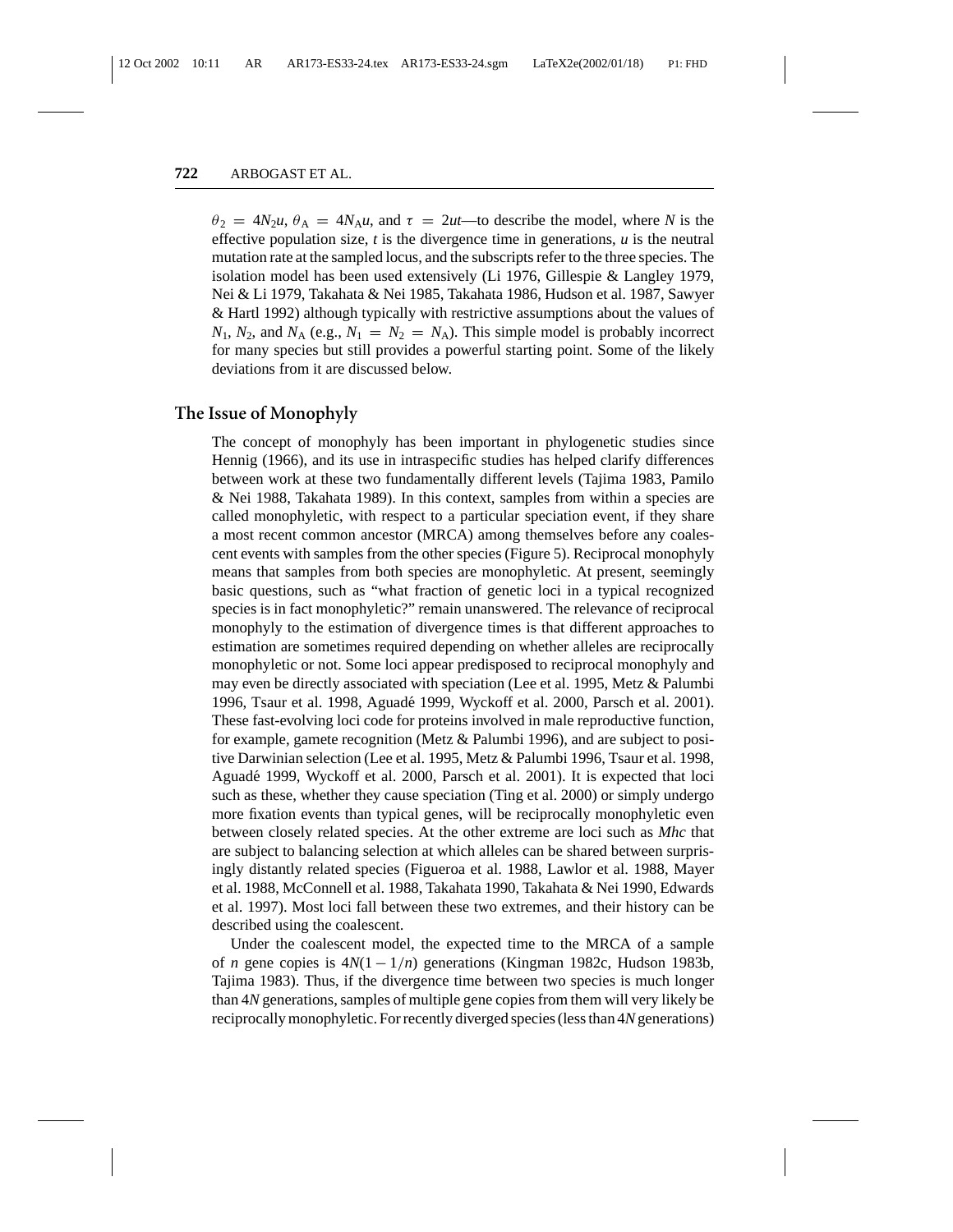$\theta_2 = 4N_2u$, $\theta_A = 4N_Au$, and $\tau = 2ut$—to describe the model, where $N$ is the effective population size, $t$ is the divergence time in generations, $u$ is the neutral mutation rate at the sampled locus, and the subscripts refer to the three species. The isolation model has been used extensively (Li 1976, Gillespie & Langley 1979, Nei & Li 1979, Takahata & Nei 1985, Takahata 1986, Hudson et al. 1987, Sawyer & Hartl 1992) although typically with restrictive assumptions about the values of $N_1$, $N_2$, and $N_A$ (e.g., $N_1 = N_2 = N_A$). This simple model is probably incorrect for many species but still provides a powerful starting point. Some of the likely deviations from it are discussed below.

## The Issue of Monophyly

The concept of monophyly has been important in phylogenetic studies since Hennig (1966), and its use in intraspecific studies has helped clarify differences between work at these two fundamentally different levels (Tajima 1983, Pamilo & Nei 1988, Takahata 1989). In this context, samples from within a species are called monophyletic, with respect to a particular speciation event, if they share a most recent common ancestor (MRCA) among themselves before any coalescent events with samples from the other species (Figure 5). Reciprocal monophyly means that samples from both species are monophyletic. At present, seemingly basic questions, such as "what fraction of genetic loci in a typical recognized species is in fact monophyletic?" remain unanswered. The relevance of reciprocal monophyly to the estimation of divergence times is that different approaches to estimation are sometimes required depending on whether alleles are reciprocally monophyletic or not. Some loci appear predisposed to reciprocal monophyly and may even be directly associated with speciation (Lee et al. 1995, Metz & Palumbi 1996, Tsaur et al. 1998, Aguadé 1999, Wyckoff et al. 2000, Parsch et al. 2001). These fast-evolving loci code for proteins involved in male reproductive function, for example, gamete recognition (Metz & Palumbi 1996), and are subject to positive Darwinian selection (Lee et al. 1995, Metz & Palumbi 1996, Tsaur et al. 1998, Aguadé 1999, Wyckoff et al. 2000, Parsch et al. 2001). It is expected that loci such as these, whether they cause speciation (Ting et al. 2000) or simply undergo more fixation events than typical genes, will be reciprocally monophyletic even between closely related species. At the other extreme are loci such as *Mhc* that are subject to balancing selection at which alleles can be shared between surprisingly distantly related species (Figueroa et al. 1988, Lawlor et al. 1988, Mayer et al. 1988, McConnell et al. 1988, Takahata 1990, Takahata & Nei 1990, Edwards et al. 1997). Most loci fall between these two extremes, and their history can be described using the coalescent.

Under the coalescent model, the expected time to the MRCA of a sample of $n$ gene copies is $4N(1 - 1/n)$ generations (Kingman 1982c, Hudson 1983b, Tajima 1983). Thus, if the divergence time between two species is much longer than $4N$ generations, samples of multiple gene copies from them will very likely be reciprocally monophyletic. For recently diverged species (less than $4N$ generations)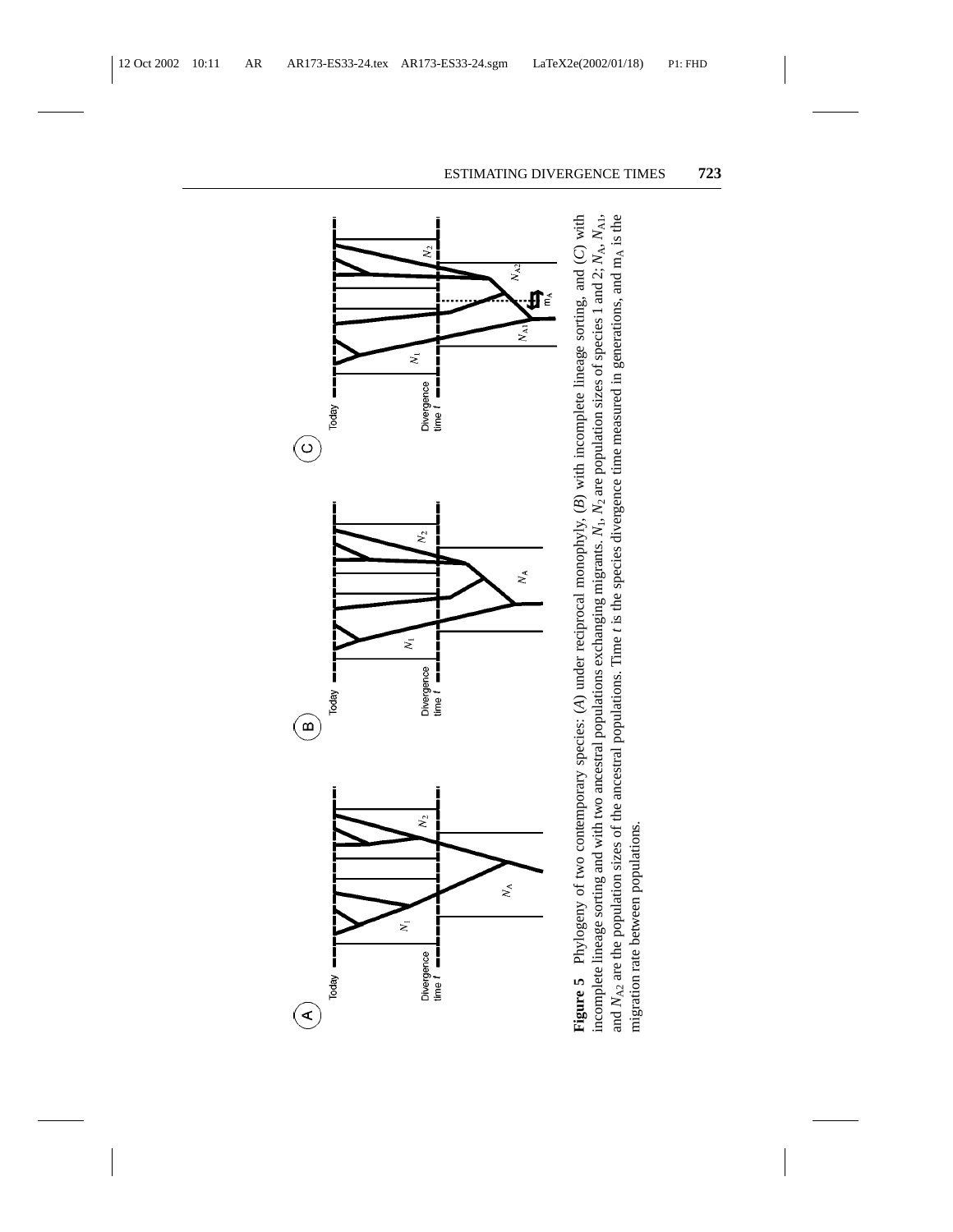**Figure 5** Phylogeny of two contemporary species: (*A*) under reciprocal monophyly, (*B*) with incomplete lineage sorting, and (*C*) with incomplete lineage sorting and with two ancestral populations exchanging migrants. $N_1$, $N_2$ are population sizes of species 1 and 2; $N_A$, $N_{A1}$, and $N_{A2}$ are the population sizes of the ancestral populations. Time $t$ is the species divergence time measured in generations, and $m_A$ is the migration rate between populations.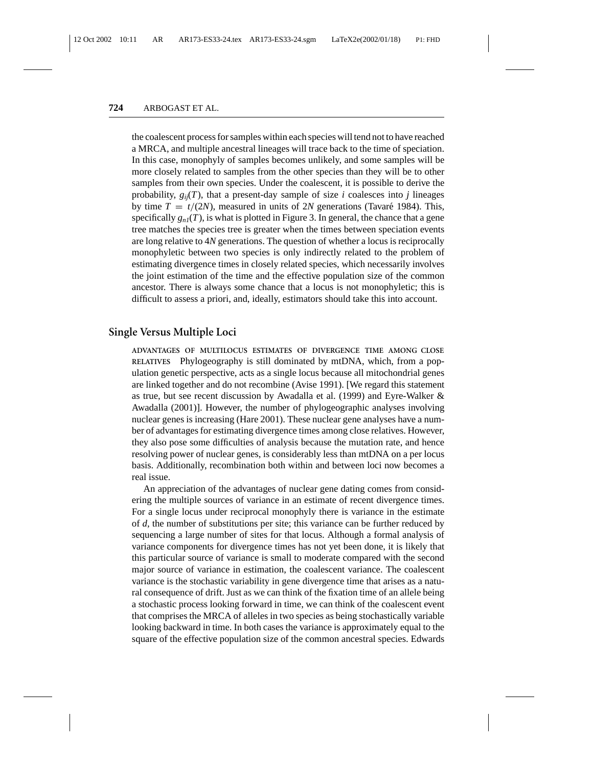the coalescent process for samples within each species will tend not to have reached a MRCA, and multiple ancestral lineages will trace back to the time of speciation. In this case, monophyly of samples becomes unlikely, and some samples will be more closely related to samples from the other species than they will be to other samples from their own species. Under the coalescent, it is possible to derive the probability, $g_{ij}(T)$, that a present-day sample of size $i$ coalesces into $j$ lineages by time $T = t/(2N)$, measured in units of $2N$ generations (Tavaré 1984). This, specifically $g_{n1}(T)$, is what is plotted in Figure 3. In general, the chance that a gene tree matches the species tree is greater when the times between speciation events are long relative to $4N$ generations. The question of whether a locus is reciprocally monophyletic between two species is only indirectly related to the problem of estimating divergence times in closely related species, which necessarily involves the joint estimation of the time and the effective population size of the common ancestor. There is always some chance that a locus is not monophyletic; this is difficult to assess a priori, and, ideally, estimators should take this into account.

## Single Versus Multiple Loci

**ADVANTAGES OF MULTILOCUS ESTIMATES OF DIVERGENCE TIME AMONG CLOSE RELATIVES** Phylogeography is still dominated by mtDNA, which, from a population genetic perspective, acts as a single locus because all mitochondrial genes are linked together and do not recombine (Avise 1991). [We regard this statement as true, but see recent discussion by Awadalla et al. (1999) and Eyre-Walker & Awadalla (2001)]. However, the number of phylogeographic analyses involving nuclear genes is increasing (Hare 2001). These nuclear gene analyses have a number of advantages for estimating divergence times among close relatives. However, they also pose some difficulties of analysis because the mutation rate, and hence resolving power of nuclear genes, is considerably less than mtDNA on a per locus basis. Additionally, recombination both within and between loci now becomes a real issue.

An appreciation of the advantages of nuclear gene dating comes from considering the multiple sources of variance in an estimate of recent divergence times. For a single locus under reciprocal monophyly there is variance in the estimate of $d$, the number of substitutions per site; this variance can be further reduced by sequencing a large number of sites for that locus. Although a formal analysis of variance components for divergence times has not yet been done, it is likely that this particular source of variance is small to moderate compared with the second major source of variance in estimation, the coalescent variance. The coalescent variance is the stochastic variability in gene divergence time that arises as a natural consequence of drift. Just as we can think of the fixation time of an allele being a stochastic process looking forward in time, we can think of the coalescent event that comprises the MRCA of alleles in two species as being stochastically variable looking backward in time. In both cases the variance is approximately equal to the square of the effective population size of the common ancestral species. Edwards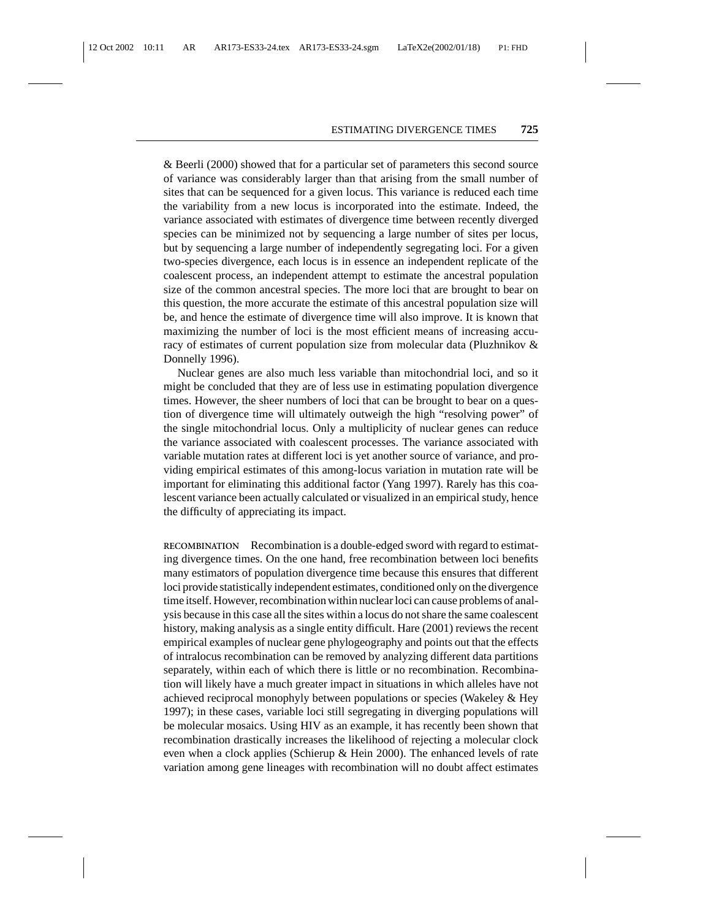& Beerli (2000) showed that for a particular set of parameters this second source of variance was considerably larger than that arising from the small number of sites that can be sequenced for a given locus. This variance is reduced each time the variability from a new locus is incorporated into the estimate. Indeed, the variance associated with estimates of divergence time between recently diverged species can be minimized not by sequencing a large number of sites per locus, but by sequencing a large number of independently segregating loci. For a given two-species divergence, each locus is in essence an independent replicate of the coalescent process, an independent attempt to estimate the ancestral population size of the common ancestral species. The more loci that are brought to bear on this question, the more accurate the estimate of this ancestral population size will be, and hence the estimate of divergence time will also improve. It is known that maximizing the number of loci is the most efficient means of increasing accuracy of estimates of current population size from molecular data (Pluzhnikov & Donnelly 1996).

Nuclear genes are also much less variable than mitochondrial loci, and so it might be concluded that they are of less use in estimating population divergence times. However, the sheer numbers of loci that can be brought to bear on a question of divergence time will ultimately outweigh the high "resolving power" of the single mitochondrial locus. Only a multiplicity of nuclear genes can reduce the variance associated with coalescent processes. The variance associated with variable mutation rates at different loci is yet another source of variance, and providing empirical estimates of this among-locus variation in mutation rate will be important for eliminating this additional factor (Yang 1997). Rarely has this coalescent variance been actually calculated or visualized in an empirical study, hence the difficulty of appreciating its impact.

**RECOMBINATION** Recombination is a double-edged sword with regard to estimating divergence times. On the one hand, free recombination between loci benefits many estimators of population divergence time because this ensures that different loci provide statistically independent estimates, conditioned only on the divergence time itself. However, recombination within nuclear loci can cause problems of analysis because in this case all the sites within a locus do not share the same coalescent history, making analysis as a single entity difficult. Hare (2001) reviews the recent empirical examples of nuclear gene phylogeography and points out that the effects of intralocus recombination can be removed by analyzing different data partitions separately, within each of which there is little or no recombination. Recombination will likely have a much greater impact in situations in which alleles have not achieved reciprocal monophyly between populations or species (Wakeley & Hey 1997); in these cases, variable loci still segregating in diverging populations will be molecular mosaics. Using HIV as an example, it has recently been shown that recombination drastically increases the likelihood of rejecting a molecular clock even when a clock applies (Schierup & Hein 2000). The enhanced levels of rate variation among gene lineages with recombination will no doubt affect estimates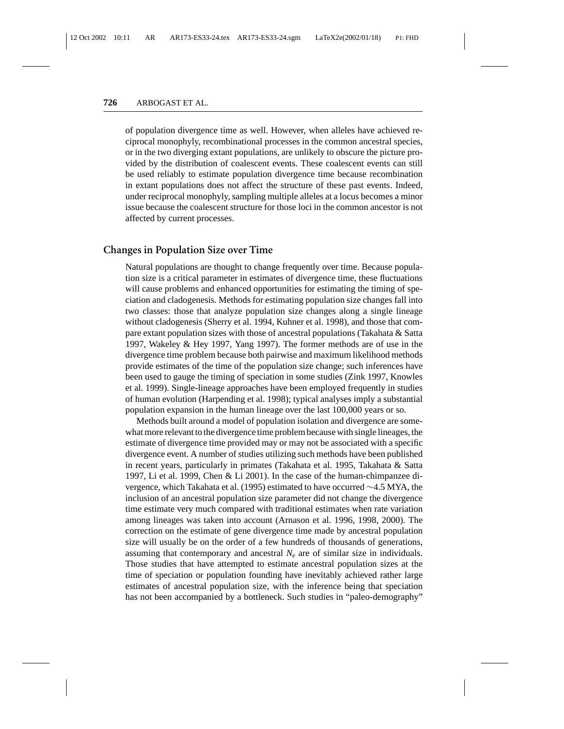of population divergence time as well. However, when alleles have achieved reciprocal monophyly, recombinational processes in the common ancestral species, or in the two diverging extant populations, are unlikely to obscure the picture provided by the distribution of coalescent events. These coalescent events can still be used reliably to estimate population divergence time because recombination in extant populations does not affect the structure of these past events. Indeed, under reciprocal monophyly, sampling multiple alleles at a locus becomes a minor issue because the coalescent structure for those loci in the common ancestor is not affected by current processes.

## Changes in Population Size over Time

Natural populations are thought to change frequently over time. Because population size is a critical parameter in estimates of divergence time, these fluctuations will cause problems and enhanced opportunities for estimating the timing of speciation and cladogenesis. Methods for estimating population size changes fall into two classes: those that analyze population size changes along a single lineage without cladogenesis (Sherry et al. 1994, Kuhner et al. 1998), and those that compare extant population sizes with those of ancestral populations (Takahata & Satta 1997, Wakeley & Hey 1997, Yang 1997). The former methods are of use in the divergence time problem because both pairwise and maximum likelihood methods provide estimates of the time of the population size change; such inferences have been used to gauge the timing of speciation in some studies (Zink 1997, Knowles et al. 1999). Single-lineage approaches have been employed frequently in studies of human evolution (Harpending et al. 1998); typical analyses imply a substantial population expansion in the human lineage over the last 100,000 years or so.

Methods built around a model of population isolation and divergence are somewhat more relevant to the divergence time problem because with single lineages, the estimate of divergence time provided may or may not be associated with a specific divergence event. A number of studies utilizing such methods have been published in recent years, particularly in primates (Takahata et al. 1995, Takahata & Satta 1997, Li et al. 1999, Chen & Li 2001). In the case of the human-chimpanzee divergence, which Takahata et al. (1995) estimated to have occurred ~4.5 MYA, the inclusion of an ancestral population size parameter did not change the divergence time estimate very much compared with traditional estimates when rate variation among lineages was taken into account (Arnason et al. 1996, 1998, 2000). The correction on the estimate of gene divergence time made by ancestral population size will usually be on the order of a few hundreds of thousands of generations, assuming that contemporary and ancestral $N_e$ are of similar size in individuals. Those studies that have attempted to estimate ancestral population sizes at the time of speciation or population founding have inevitably achieved rather large estimates of ancestral population size, with the inference being that speciation has not been accompanied by a bottleneck. Such studies in "paleo-demography"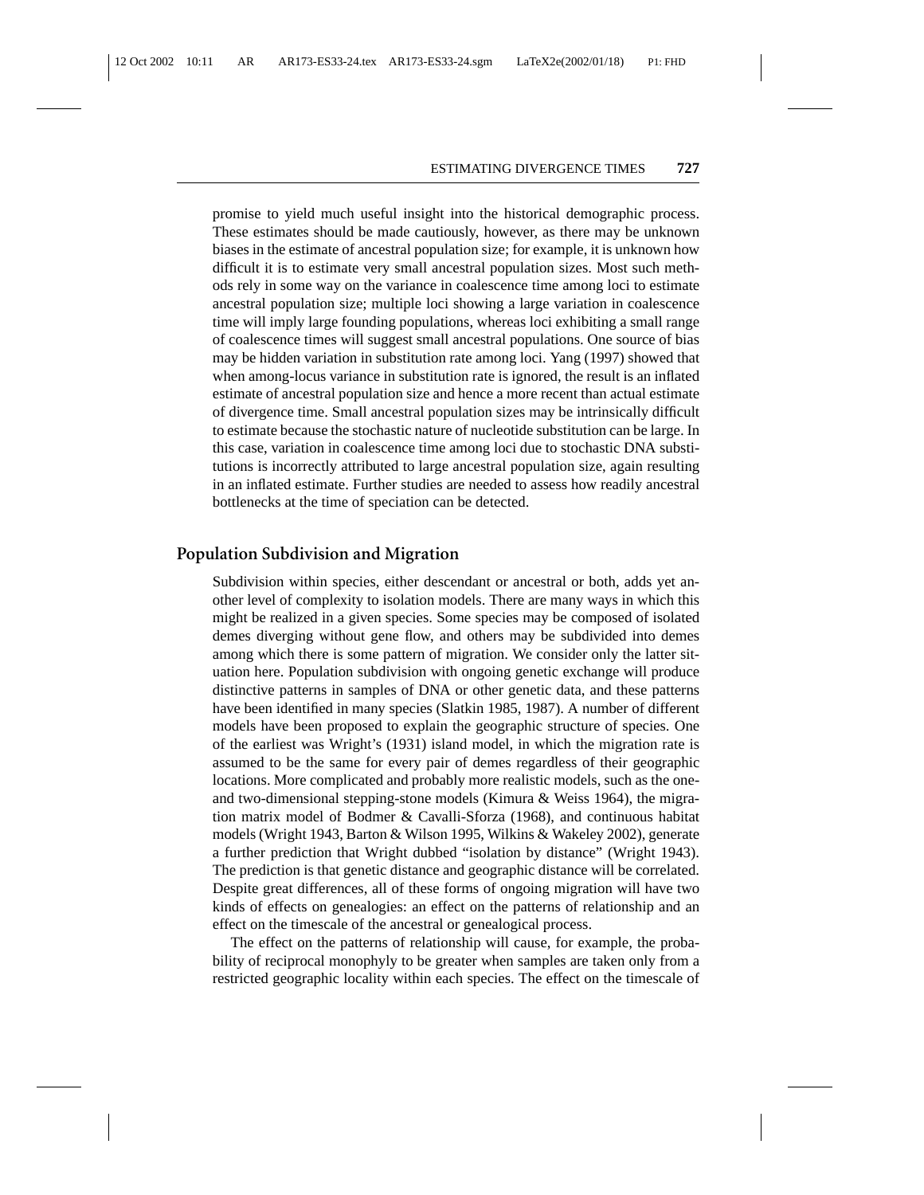promise to yield much useful insight into the historical demographic process. These estimates should be made cautiously, however, as there may be unknown biases in the estimate of ancestral population size; for example, it is unknown how difficult it is to estimate very small ancestral population sizes. Most such methods rely in some way on the variance in coalescence time among loci to estimate ancestral population size; multiple loci showing a large variation in coalescence time will imply large founding populations, whereas loci exhibiting a small range of coalescence times will suggest small ancestral populations. One source of bias may be hidden variation in substitution rate among loci. Yang (1997) showed that when among-locus variance in substitution rate is ignored, the result is an inflated estimate of ancestral population size and hence a more recent than actual estimate of divergence time. Small ancestral population sizes may be intrinsically difficult to estimate because the stochastic nature of nucleotide substitution can be large. In this case, variation in coalescence time among loci due to stochastic DNA substitutions is incorrectly attributed to large ancestral population size, again resulting in an inflated estimate. Further studies are needed to assess how readily ancestral bottlenecks at the time of speciation can be detected.

## Population Subdivision and Migration

Subdivision within species, either descendant or ancestral or both, adds yet another level of complexity to isolation models. There are many ways in which this might be realized in a given species. Some species may be composed of isolated demes diverging without gene flow, and others may be subdivided into demes among which there is some pattern of migration. We consider only the latter situation here. Population subdivision with ongoing genetic exchange will produce distinctive patterns in samples of DNA or other genetic data, and these patterns have been identified in many species (Slatkin 1985, 1987). A number of different models have been proposed to explain the geographic structure of species. One of the earliest was Wright's (1931) island model, in which the migration rate is assumed to be the same for every pair of demes regardless of their geographic locations. More complicated and probably more realistic models, such as the one- and two-dimensional stepping-stone models (Kimura & Weiss 1964), the migration matrix model of Bodmer & Cavalli-Sforza (1968), and continuous habitat models (Wright 1943, Barton & Wilson 1995, Wilkins & Wakeley 2002), generate a further prediction that Wright dubbed "isolation by distance" (Wright 1943). The prediction is that genetic distance and geographic distance will be correlated. Despite great differences, all of these forms of ongoing migration will have two kinds of effects on genealogies: an effect on the patterns of relationship and an effect on the timescale of the ancestral or genealogical process.

The effect on the patterns of relationship will cause, for example, the probability of reciprocal monophyly to be greater when samples are taken only from a restricted geographic locality within each species. The effect on the timescale of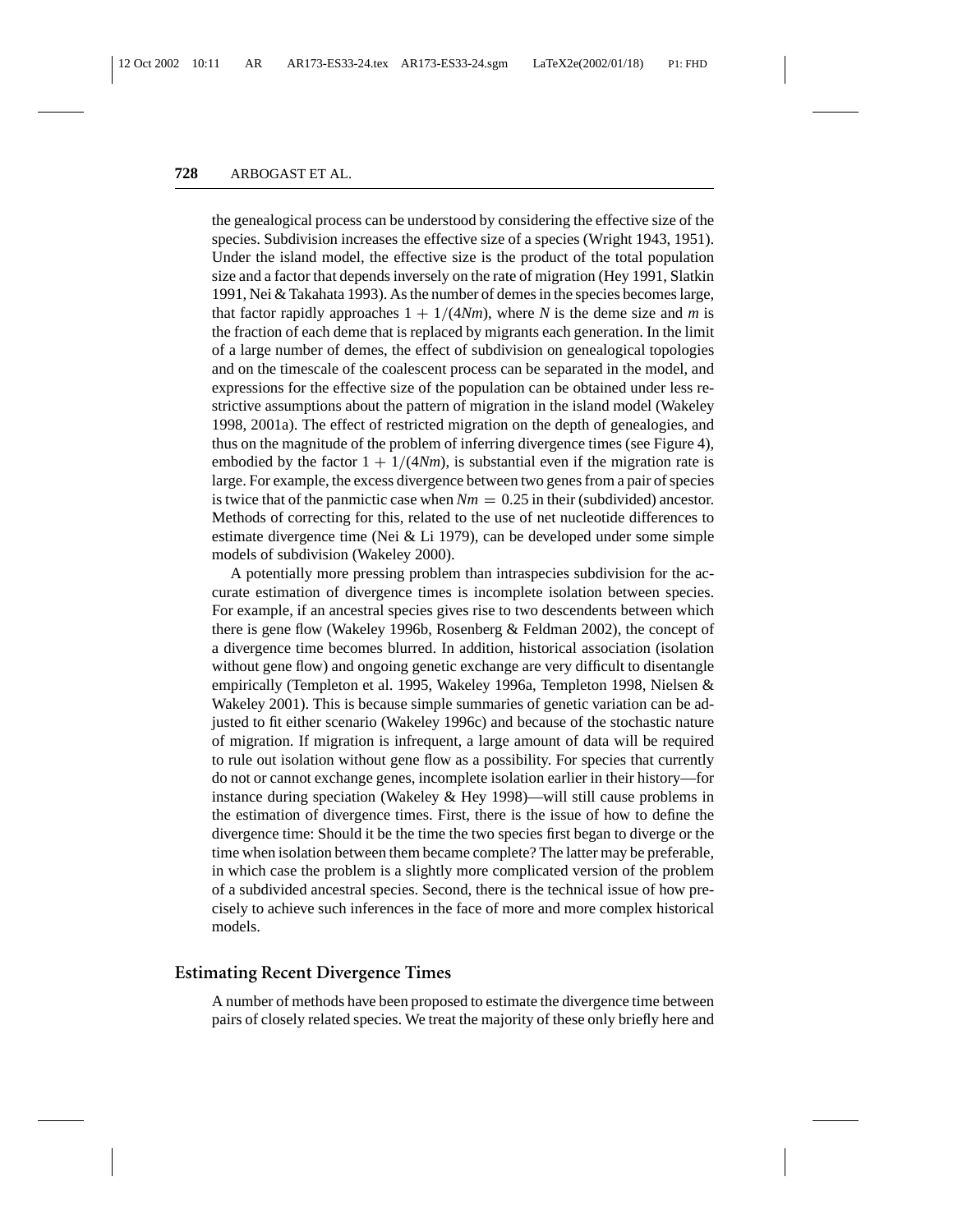the genealogical process can be understood by considering the effective size of the species. Subdivision increases the effective size of a species (Wright 1943, 1951). Under the island model, the effective size is the product of the total population size and a factor that depends inversely on the rate of migration (Hey 1991, Slatkin 1991, Nei & Takahata 1993). As the number of demes in the species becomes large, that factor rapidly approaches $1 + 1/(4Nm)$, where $N$ is the deme size and $m$ is the fraction of each deme that is replaced by migrants each generation. In the limit of a large number of demes, the effect of subdivision on genealogical topologies and on the timescale of the coalescent process can be separated in the model, and expressions for the effective size of the population can be obtained under less restrictive assumptions about the pattern of migration in the island model (Wakeley 1998, 2001a). The effect of restricted migration on the depth of genealogies, and thus on the magnitude of the problem of inferring divergence times (see Figure 4), embodied by the factor $1 + 1/(4Nm)$, is substantial even if the migration rate is large. For example, the excess divergence between two genes from a pair of species is twice that of the panmictic case when $Nm = 0.25$ in their (subdivided) ancestor. Methods of correcting for this, related to the use of net nucleotide differences to estimate divergence time (Nei & Li 1979), can be developed under some simple models of subdivision (Wakeley 2000).

A potentially more pressing problem than intraspecies subdivision for the accurate estimation of divergence times is incomplete isolation between species. For example, if an ancestral species gives rise to two descendents between which there is gene flow (Wakeley 1996b, Rosenberg & Feldman 2002), the concept of a divergence time becomes blurred. In addition, historical association (isolation without gene flow) and ongoing genetic exchange are very difficult to disentangle empirically (Templeton et al. 1995, Wakeley 1996a, Templeton 1998, Nielsen & Wakeley 2001). This is because simple summaries of genetic variation can be adjusted to fit either scenario (Wakeley 1996c) and because of the stochastic nature of migration. If migration is infrequent, a large amount of data will be required to rule out isolation without gene flow as a possibility. For species that currently do not or cannot exchange genes, incomplete isolation earlier in their history—for instance during speciation (Wakeley & Hey 1998)—will still cause problems in the estimation of divergence times. First, there is the issue of how to define the divergence time: Should it be the time the two species first began to diverge or the time when isolation between them became complete? The latter may be preferable, in which case the problem is a slightly more complicated version of the problem of a subdivided ancestral species. Second, there is the technical issue of how precisely to achieve such inferences in the face of more and more complex historical models.

## Estimating Recent Divergence Times

A number of methods have been proposed to estimate the divergence time between pairs of closely related species. We treat the majority of these only briefly here and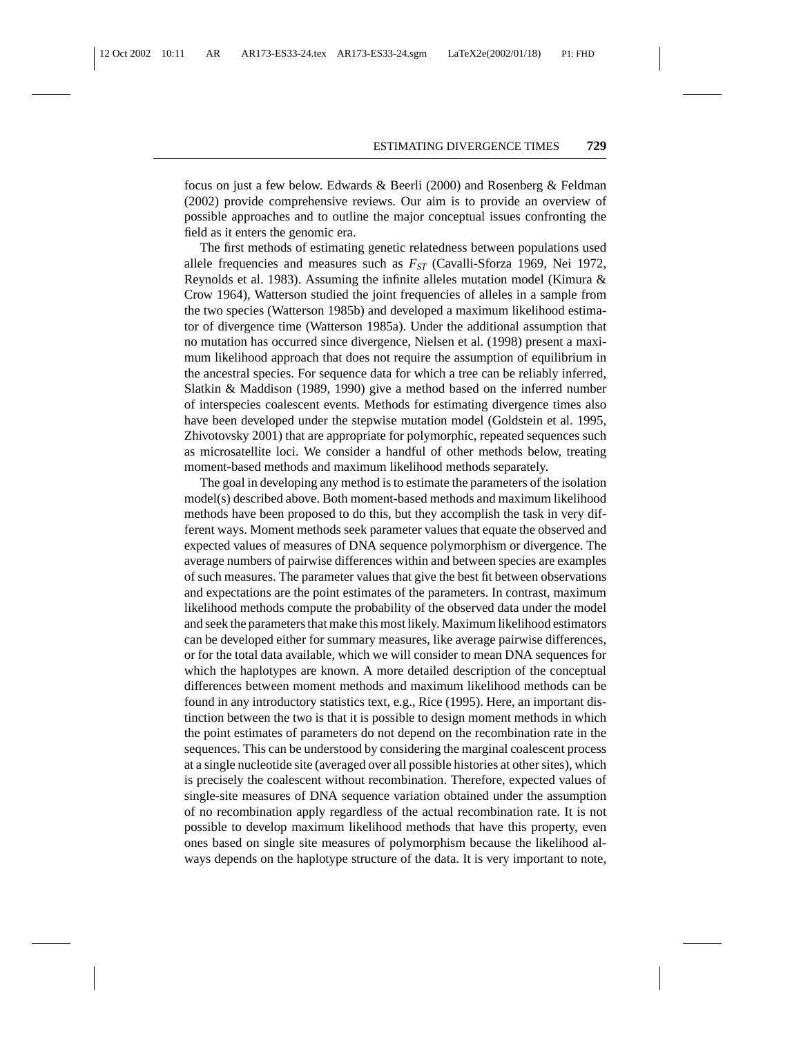focus on just a few below. Edwards & Beerli (2000) and Rosenberg & Feldman (2002) provide comprehensive reviews. Our aim is to provide an overview of possible approaches and to outline the major conceptual issues confronting the field as it enters the genomic era.

The first methods of estimating genetic relatedness between populations used allele frequencies and measures such as $F_{ST}$ (Cavalli-Sforza 1969, Nei 1972, Reynolds et al. 1983). Assuming the infinite alleles mutation model (Kimura & Crow 1964), Watterson studied the joint frequencies of alleles in a sample from the two species (Watterson 1985b) and developed a maximum likelihood estimator of divergence time (Watterson 1985a). Under the additional assumption that no mutation has occurred since divergence, Nielsen et al. (1998) present a maximum likelihood approach that does not require the assumption of equilibrium in the ancestral species. For sequence data for which a tree can be reliably inferred, Slatkin & Maddison (1989, 1990) give a method based on the inferred number of interspecies coalescent events. Methods for estimating divergence times also have been developed under the stepwise mutation model (Goldstein et al. 1995, Zhivotovsky 2001) that are appropriate for polymorphic, repeated sequences such as microsatellite loci. We consider a handful of other methods below, treating moment-based methods and maximum likelihood methods separately.

The goal in developing any method is to estimate the parameters of the isolation model(s) described above. Both moment-based methods and maximum likelihood methods have been proposed to do this, but they accomplish the task in very different ways. Moment methods seek parameter values that equate the observed and expected values of measures of DNA sequence polymorphism or divergence. The average numbers of pairwise differences within and between species are examples of such measures. The parameter values that give the best fit between observations and expectations are the point estimates of the parameters. In contrast, maximum likelihood methods compute the probability of the observed data under the model and seek the parameters that make this most likely. Maximum likelihood estimators can be developed either for summary measures, like average pairwise differences, or for the total data available, which we will consider to mean DNA sequences for which the haplotypes are known. A more detailed description of the conceptual differences between moment methods and maximum likelihood methods can be found in any introductory statistics text, e.g., Rice (1995). Here, an important distinction between the two is that it is possible to design moment methods in which the point estimates of parameters do not depend on the recombination rate in the sequences. This can be understood by considering the marginal coalescent process at a single nucleotide site (averaged over all possible histories at other sites), which is precisely the coalescent without recombination. Therefore, expected values of single-site measures of DNA sequence variation obtained under the assumption of no recombination apply regardless of the actual recombination rate. It is not possible to develop maximum likelihood methods that have this property, even ones based on single site measures of polymorphism because the likelihood always depends on the haplotype structure of the data. It is very important to note,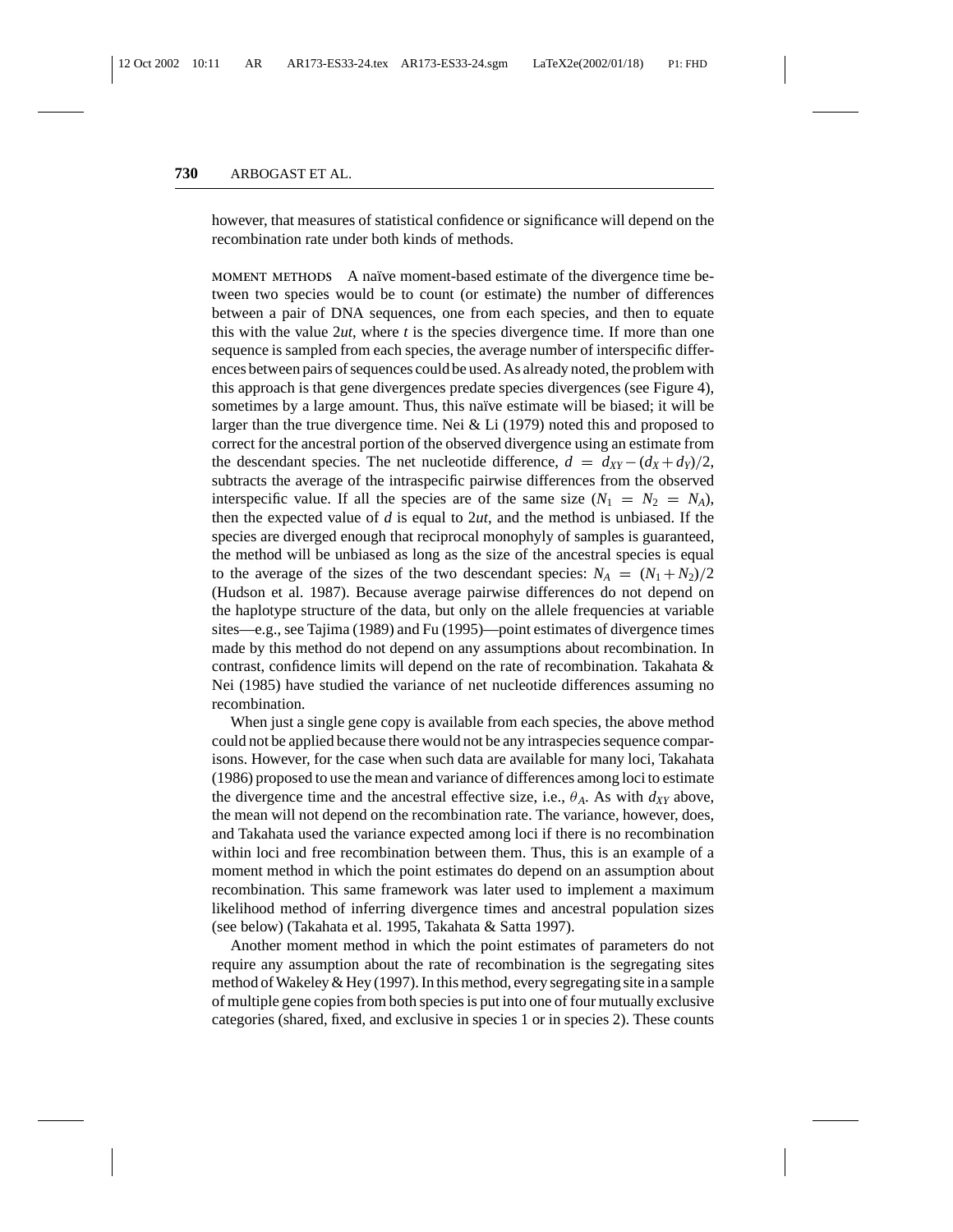however, that measures of statistical confidence or significance will depend on the recombination rate under both kinds of methods.

**MOMENT METHODS** A naïve moment-based estimate of the divergence time between two species would be to count (or estimate) the number of differences between a pair of DNA sequences, one from each species, and then to equate this with the value $2ut$, where $t$ is the species divergence time. If more than one sequence is sampled from each species, the average number of interspecific differences between pairs of sequences could be used. As already noted, the problem with this approach is that gene divergences predate species divergences (see Figure 4), sometimes by a large amount. Thus, this naïve estimate will be biased; it will be larger than the true divergence time. Nei & Li (1979) noted this and proposed to correct for the ancestral portion of the observed divergence using an estimate from the descendant species. The net nucleotide difference, $d = d_{XY} - (d_X + d_Y)/2$, subtracts the average of the intraspecific pairwise differences from the observed interspecific value. If all the species are of the same size ($N_1 = N_2 = N_A$), then the expected value of $d$ is equal to $2ut$, and the method is unbiased. If the species are diverged enough that reciprocal monophyly of samples is guaranteed, the method will be unbiased as long as the size of the ancestral species is equal to the average of the sizes of the two descendant species: $N_A = (N_1 + N_2)/2$ (Hudson et al. 1987). Because average pairwise differences do not depend on the haplotype structure of the data, but only on the allele frequencies at variable sites—e.g., see Tajima (1989) and Fu (1995)—point estimates of divergence times made by this method do not depend on any assumptions about recombination. In contrast, confidence limits will depend on the rate of recombination. Takahata & Nei (1985) have studied the variance of net nucleotide differences assuming no recombination.

When just a single gene copy is available from each species, the above method could not be applied because there would not be any intraspecies sequence comparisons. However, for the case when such data are available for many loci, Takahata (1986) proposed to use the mean and variance of differences among loci to estimate the divergence time and the ancestral effective size, i.e., $\theta_A$. As with $d_{XY}$ above, the mean will not depend on the recombination rate. The variance, however, does, and Takahata used the variance expected among loci if there is no recombination within loci and free recombination between them. Thus, this is an example of a moment method in which the point estimates do depend on an assumption about recombination. This same framework was later used to implement a maximum likelihood method of inferring divergence times and ancestral population sizes (see below) (Takahata et al. 1995, Takahata & Satta 1997).

Another moment method in which the point estimates of parameters do not require any assumption about the rate of recombination is the segregating sites method of Wakeley & Hey (1997). In this method, every segregating site in a sample of multiple gene copies from both species is put into one of four mutually exclusive categories (shared, fixed, and exclusive in species 1 or in species 2). These counts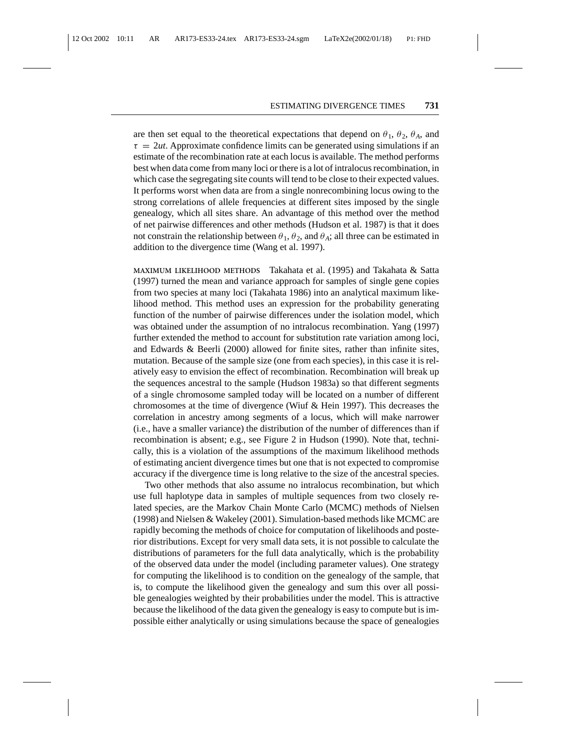are then set equal to the theoretical expectations that depend on $\theta_1$, $\theta_2$, $\theta_A$, and $\tau = 2ut$. Approximate confidence limits can be generated using simulations if an estimate of the recombination rate at each locus is available. The method performs best when data come from many loci or there is a lot of intralocus recombination, in which case the segregating site counts will tend to be close to their expected values. It performs worst when data are from a single nonrecombining locus owing to the strong correlations of allele frequencies at different sites imposed by the single genealogy, which all sites share. An advantage of this method over the method of net pairwise differences and other methods (Hudson et al. 1987) is that it does not constrain the relationship between $\theta_1$, $\theta_2$, and $\theta_A$; all three can be estimated in addition to the divergence time (Wang et al. 1997).

**MAXIMUM LIKELIHOOD METHODS** Takahata et al. (1995) and Takahata & Satta (1997) turned the mean and variance approach for samples of single gene copies from two species at many loci (Takahata 1986) into an analytical maximum likelihood method. This method uses an expression for the probability generating function of the number of pairwise differences under the isolation model, which was obtained under the assumption of no intralocus recombination. Yang (1997) further extended the method to account for substitution rate variation among loci, and Edwards & Beerli (2000) allowed for finite sites, rather than infinite sites, mutation. Because of the sample size (one from each species), in this case it is relatively easy to envision the effect of recombination. Recombination will break up the sequences ancestral to the sample (Hudson 1983a) so that different segments of a single chromosome sampled today will be located on a number of different chromosomes at the time of divergence (Wiuf & Hein 1997). This decreases the correlation in ancestry among segments of a locus, which will make narrower (i.e., have a smaller variance) the distribution of the number of differences than if recombination is absent; e.g., see Figure 2 in Hudson (1990). Note that, technically, this is a violation of the assumptions of the maximum likelihood methods of estimating ancient divergence times but one that is not expected to compromise accuracy if the divergence time is long relative to the size of the ancestral species.

Two other methods that also assume no intralocus recombination, but which use full haplotype data in samples of multiple sequences from two closely related species, are the Markov Chain Monte Carlo (MCMC) methods of Nielsen (1998) and Nielsen & Wakeley (2001). Simulation-based methods like MCMC are rapidly becoming the methods of choice for computation of likelihoods and posterior distributions. Except for very small data sets, it is not possible to calculate the distributions of parameters for the full data analytically, which is the probability of the observed data under the model (including parameter values). One strategy for computing the likelihood is to condition on the genealogy of the sample, that is, to compute the likelihood given the genealogy and sum this over all possible genealogies weighted by their probabilities under the model. This is attractive because the likelihood of the data given the genealogy is easy to compute but is impossible either analytically or using simulations because the space of genealogies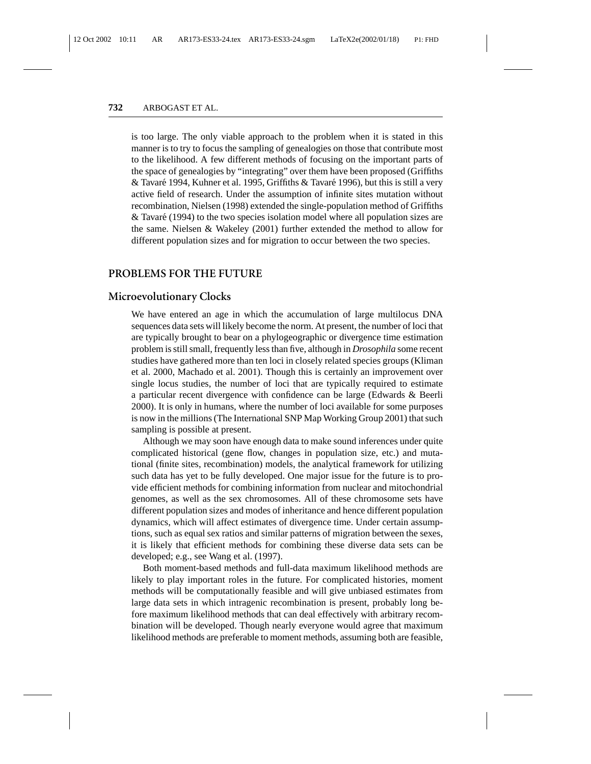is too large. The only viable approach to the problem when it is stated in this manner is to try to focus the sampling of genealogies on those that contribute most to the likelihood. A few different methods of focusing on the important parts of the space of genealogies by "integrating" over them have been proposed (Griffiths & Tavaré 1994, Kuhner et al. 1995, Griffiths & Tavaré 1996), but this is still a very active field of research. Under the assumption of infinite sites mutation without recombination, Nielsen (1998) extended the single-population method of Griffiths & Tavaré (1994) to the two species isolation model where all population sizes are the same. Nielsen & Wakeley (2001) further extended the method to allow for different population sizes and for migration to occur between the two species.

## PROBLEMS FOR THE FUTURE

### Microevolutionary Clocks

We have entered an age in which the accumulation of large multilocus DNA sequences data sets will likely become the norm. At present, the number of loci that are typically brought to bear on a phylogeographic or divergence time estimation problem is still small, frequently less than five, although in *Drosophila* some recent studies have gathered more than ten loci in closely related species groups (Kliman et al. 2000, Machado et al. 2001). Though this is certainly an improvement over single locus studies, the number of loci that are typically required to estimate a particular recent divergence with confidence can be large (Edwards & Beerli 2000). It is only in humans, where the number of loci available for some purposes is now in the millions (The International SNP Map Working Group 2001) that such sampling is possible at present.

Although we may soon have enough data to make sound inferences under quite complicated historical (gene flow, changes in population size, etc.) and mutational (finite sites, recombination) models, the analytical framework for utilizing such data has yet to be fully developed. One major issue for the future is to provide efficient methods for combining information from nuclear and mitochondrial genomes, as well as the sex chromosomes. All of these chromosome sets have different population sizes and modes of inheritance and hence different population dynamics, which will affect estimates of divergence time. Under certain assumptions, such as equal sex ratios and similar patterns of migration between the sexes, it is likely that efficient methods for combining these diverse data sets can be developed; e.g., see Wang et al. (1997).

Both moment-based methods and full-data maximum likelihood methods are likely to play important roles in the future. For complicated histories, moment methods will be computationally feasible and will give unbiased estimates from large data sets in which intragenic recombination is present, probably long before maximum likelihood methods that can deal effectively with arbitrary recombination will be developed. Though nearly everyone would agree that maximum likelihood methods are preferable to moment methods, assuming both are feasible,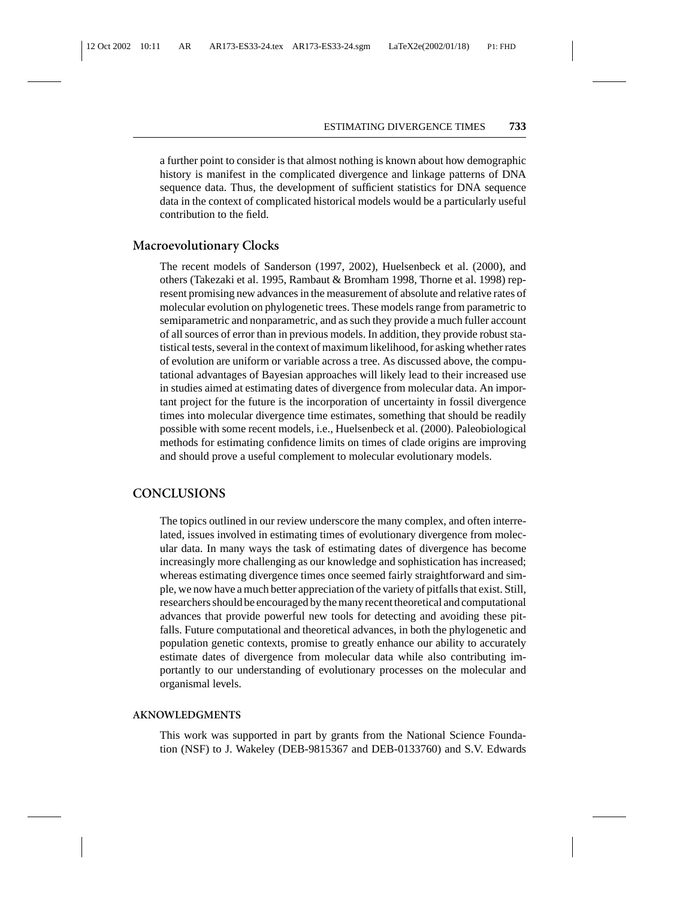a further point to consider is that almost nothing is known about how demographic history is manifest in the complicated divergence and linkage patterns of DNA sequence data. Thus, the development of sufficient statistics for DNA sequence data in the context of complicated historical models would be a particularly useful contribution to the field.

### Macroevolutionary Clocks

The recent models of Sanderson (1997, 2002), Huelsenbeck et al. (2000), and others (Takezaki et al. 1995, Rambaut & Bromham 1998, Thorne et al. 1998) represent promising new advances in the measurement of absolute and relative rates of molecular evolution on phylogenetic trees. These models range from parametric to semiparametric and nonparametric, and as such they provide a much fuller account of all sources of error than in previous models. In addition, they provide robust statistical tests, several in the context of maximum likelihood, for asking whether rates of evolution are uniform or variable across a tree. As discussed above, the computational advantages of Bayesian approaches will likely lead to their increased use in studies aimed at estimating dates of divergence from molecular data. An important project for the future is the incorporation of uncertainty in fossil divergence times into molecular divergence time estimates, something that should be readily possible with some recent models, i.e., Huelsenbeck et al. (2000). Paleobiological methods for estimating confidence limits on times of clade origins are improving and should prove a useful complement to molecular evolutionary models.

## CONCLUSIONS

The topics outlined in our review underscore the many complex, and often interrelated, issues involved in estimating times of evolutionary divergence from molecular data. In many ways the task of estimating dates of divergence has become increasingly more challenging as our knowledge and sophistication has increased; whereas estimating divergence times once seemed fairly straightforward and simple, we now have a much better appreciation of the variety of pitfalls that exist. Still, researchers should be encouraged by the many recent theoretical and computational advances that provide powerful new tools for detecting and avoiding these pitfalls. Future computational and theoretical advances, in both the phylogenetic and population genetic contexts, promise to greatly enhance our ability to accurately estimate dates of divergence from molecular data while also contributing importantly to our understanding of evolutionary processes on the molecular and organismal levels.

#### AKNOWLEDGMENTS

This work was supported in part by grants from the National Science Foundation (NSF) to J. Wakeley (DEB-9815367 and DEB-0133760) and S.V. Edwards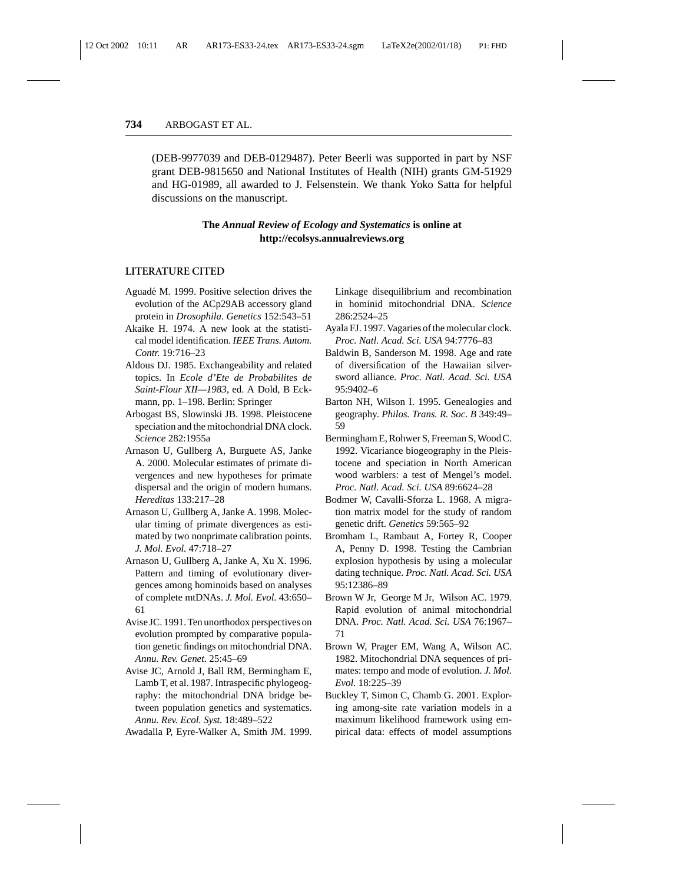(DEB-9977039 and DEB-0129487). Peter Beerli was supported in part by NSF grant DEB-9815650 and National Institutes of Health (NIH) grants GM-51929 and HG-01989, all awarded to J. Felsenstein. We thank Yoko Satta for helpful discussions on the manuscript.

**The *Annual Review of Ecology and Systematics* is online at http://ecolsys.annualreviews.org**

## LITERATURE CITED

Aguadé M. 1999. Positive selection drives the evolution of the ACp29AB accessory gland protein in *Drosophila*. *Genetics* 152:543–51

Akaike H. 1974. A new look at the statistical model identification. *IEEE Trans. Autom. Contr.* 19:716–23

Aldous DJ. 1985. Exchangeability and related topics. In *Ecole d'Ete de Probabilites de Saint-Flour XII—1983*, ed. A Dold, B Eckmann, pp. 1–198. Berlin: Springer

Arbogast BS, Slowinski JB. 1998. Pleistocene speciation and the mitochondrial DNA clock. *Science* 282:1955a

Arnason U, Gullberg A, Burguete AS, Janke A. 2000. Molecular estimates of primate divergences and new hypotheses for primate dispersal and the origin of modern humans. *Hereditas* 133:217–28

Arnason U, Gullberg A, Janke A. 1998. Molecular timing of primate divergences as estimated by two nonprimate calibration points. *J. Mol. Evol.* 47:718–27

Arnason U, Gullberg A, Janke A, Xu X. 1996. Pattern and timing of evolutionary divergences among hominoids based on analyses of complete mtDNAs. *J. Mol. Evol.* 43:650–61

Avise JC. 1991. Ten unorthodox perspectives on evolution prompted by comparative population genetic findings on mitochondrial DNA. *Annu. Rev. Genet.* 25:45–69

Avise JC, Arnold J, Ball RM, Bermingham E, Lamb T, et al. 1987. Intraspecific phylogeography: the mitochondrial DNA bridge between population genetics and systematics. *Annu. Rev. Ecol. Syst.* 18:489–522

Awadalla P, Eyre-Walker A, Smith JM. 1999. Linkage disequilibrium and recombination in hominid mitochondrial DNA. *Science* 286:2524–25

Ayala FJ. 1997. Vagaries of the molecular clock. *Proc. Natl. Acad. Sci. USA* 94:7776–83

Baldwin B, Sanderson M. 1998. Age and rate of diversification of the Hawaiian silversword alliance. *Proc. Natl. Acad. Sci. USA* 95:9402–6

Barton NH, Wilson I. 1995. Genealogies and geography. *Philos. Trans. R. Soc. B* 349:49–59

Bermingham E, Rohwer S, Freeman S, Wood C. 1992. Vicariance biogeography in the Pleistocene and speciation in North American wood warblers: a test of Mengel's model. *Proc. Natl. Acad. Sci. USA* 89:6624–28

Bodmer W, Cavalli-Sforza L. 1968. A migration matrix model for the study of random genetic drift. *Genetics* 59:565–92

Bromham L, Rambaut A, Fortey R, Cooper A, Penny D. 1998. Testing the Cambrian explosion hypothesis by using a molecular dating technique. *Proc. Natl. Acad. Sci. USA* 95:12386–89

Brown W Jr, George M Jr, Wilson AC. 1979. Rapid evolution of animal mitochondrial DNA. *Proc. Natl. Acad. Sci. USA* 76:1967–71

Brown W, Prager EM, Wang A, Wilson AC. 1982. Mitochondrial DNA sequences of primates: tempo and mode of evolution. *J. Mol. Evol.* 18:225–39

Buckley T, Simon C, Chamb G. 2001. Exploring among-site rate variation models in a maximum likelihood framework using empirical data: effects of model assumptions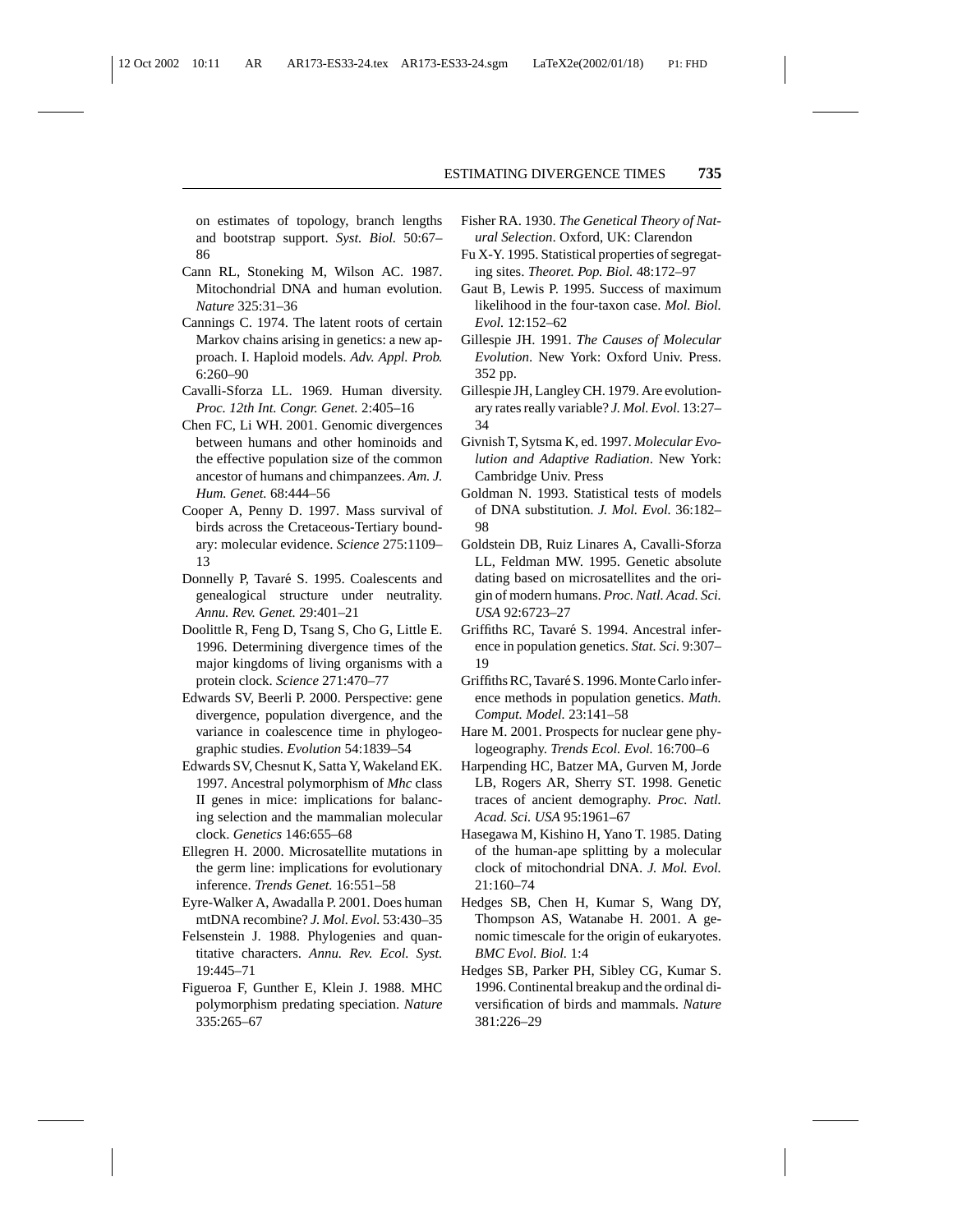on estimates of topology, branch lengths and bootstrap support. *Syst. Biol.* 50:67–86

Cann RL, Stoneking M, Wilson AC. 1987. Mitochondrial DNA and human evolution. *Nature* 325:31–36

Cannings C. 1974. The latent roots of certain Markov chains arising in genetics: a new approach. I. Haploid models. *Adv. Appl. Prob.* 6:260–90

Cavalli-Sforza LL. 1969. Human diversity. *Proc. 12th Int. Congr. Genet.* 2:405–16

Chen FC, Li WH. 2001. Genomic divergences between humans and other hominoids and the effective population size of the common ancestor of humans and chimpanzees. *Am. J. Hum. Genet.* 68:444–56

Cooper A, Penny D. 1997. Mass survival of birds across the Cretaceous-Tertiary boundary: molecular evidence. *Science* 275:1109–13

Donnelly P, Tavaré S. 1995. Coalescents and genealogical structure under neutrality. *Annu. Rev. Genet.* 29:401–21

Doolittle R, Feng D, Tsang S, Cho G, Little E. 1996. Determining divergence times of the major kingdoms of living organisms with a protein clock. *Science* 271:470–77

Edwards SV, Beerli P. 2000. Perspective: gene divergence, population divergence, and the variance in coalescence time in phylogeographic studies. *Evolution* 54:1839–54

Edwards SV, Chesnut K, Satta Y, Wakeland EK. 1997. Ancestral polymorphism of *Mhc* class II genes in mice: implications for balancing selection and the mammalian molecular clock. *Genetics* 146:655–68

Ellegren H. 2000. Microsatellite mutations in the germ line: implications for evolutionary inference. *Trends Genet.* 16:551–58

Eyre-Walker A, Awadalla P. 2001. Does human mtDNA recombine? *J. Mol. Evol.* 53:430–35

Felsenstein J. 1988. Phylogenies and quantitative characters. *Annu. Rev. Ecol. Syst.* 19:445–71

Figueroa F, Gunther E, Klein J. 1988. MHC polymorphism predating speciation. *Nature* 335:265–67

Fisher RA. 1930. *The Genetical Theory of Natural Selection*. Oxford, UK: Clarendon

Fu X-Y. 1995. Statistical properties of segregating sites. *Theoret. Pop. Biol.* 48:172–97

Gaut B, Lewis P. 1995. Success of maximum likelihood in the four-taxon case. *Mol. Biol. Evol.* 12:152–62

Gillespie JH. 1991. *The Causes of Molecular Evolution*. New York: Oxford Univ. Press. 352 pp.

Gillespie JH, Langley CH. 1979. Are evolutionary rates really variable? *J. Mol. Evol.* 13:27–34

Givnish T, Sytsma K, ed. 1997. *Molecular Evolution and Adaptive Radiation*. New York: Cambridge Univ. Press

Goldman N. 1993. Statistical tests of models of DNA substitution. *J. Mol. Evol.* 36:182–98

Goldstein DB, Ruiz Linares A, Cavalli-Sforza LL, Feldman MW. 1995. Genetic absolute dating based on microsatellites and the origin of modern humans. *Proc. Natl. Acad. Sci. USA* 92:6723–27

Griffiths RC, Tavaré S. 1994. Ancestral inference in population genetics. *Stat. Sci.* 9:307–19

Griffiths RC, Tavaré S. 1996. Monte Carlo inference methods in population genetics. *Math. Comput. Model.* 23:141–58

Hare M. 2001. Prospects for nuclear gene phylogeography. *Trends Ecol. Evol.* 16:700–6

Harpending HC, Batzer MA, Gurven M, Jorde LB, Rogers AR, Sherry ST. 1998. Genetic traces of ancient demography. *Proc. Natl. Acad. Sci. USA* 95:1961–67

Hasegawa M, Kishino H, Yano T. 1985. Dating of the human-ape splitting by a molecular clock of mitochondrial DNA. *J. Mol. Evol.* 21:160–74

Hedges SB, Chen H, Kumar S, Wang DY, Thompson AS, Watanabe H. 2001. A genomic timescale for the origin of eukaryotes. *BMC Evol. Biol.* 1:4

Hedges SB, Parker PH, Sibley CG, Kumar S. 1996. Continental breakup and the ordinal diversification of birds and mammals. *Nature* 381:226–29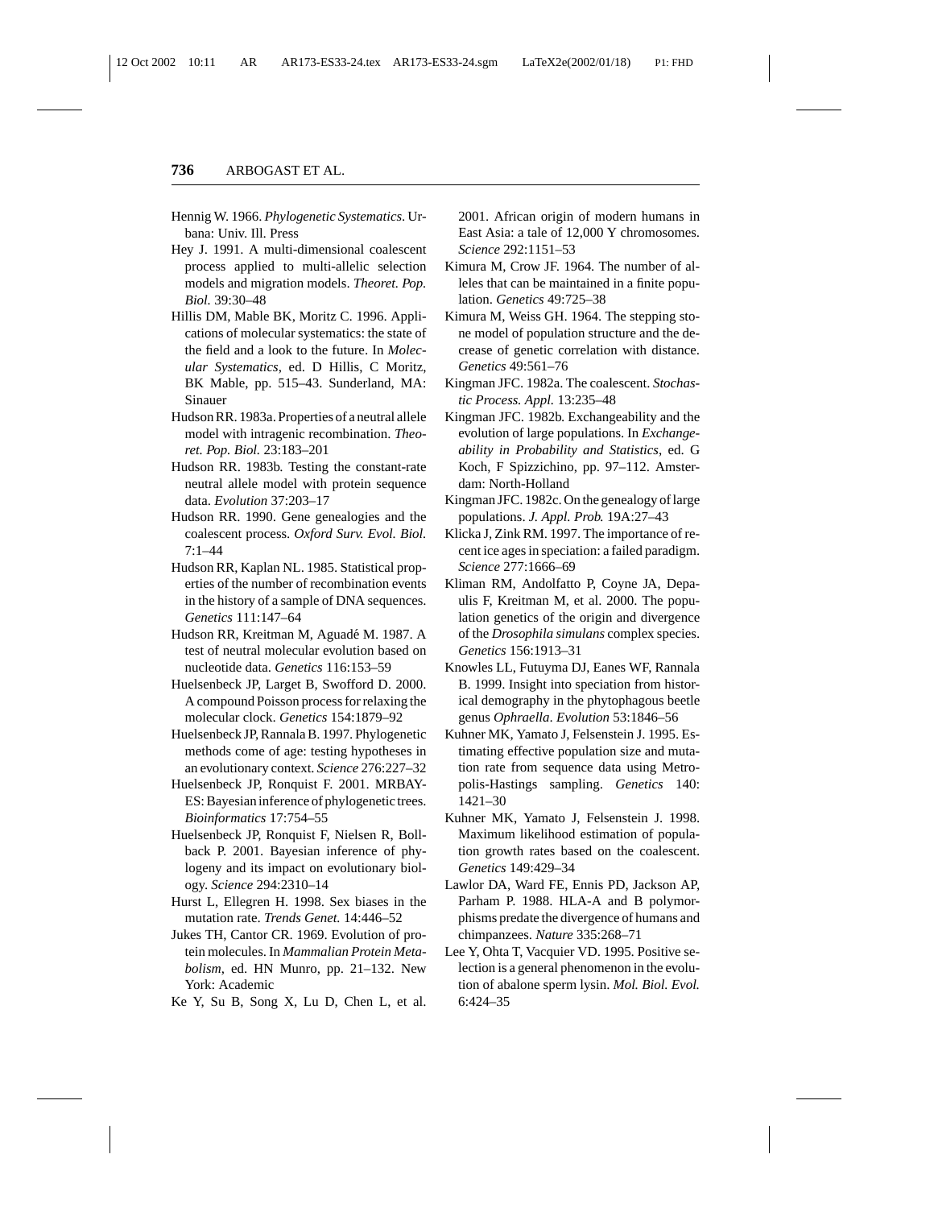Hennig W. 1966. *Phylogenetic Systematics*. Urbana: Univ. Ill. Press

Hey J. 1991. A multi-dimensional coalescent process applied to multi-allelic selection models and migration models. *Theoret. Pop. Biol.* 39:30–48

Hillis DM, Mable BK, Moritz C. 1996. Applications of molecular systematics: the state of the field and a look to the future. In *Molecular Systematics*, ed. D Hillis, C Moritz, BK Mable, pp. 515–43. Sunderland, MA: Sinauer

Hudson RR. 1983a. Properties of a neutral allele model with intragenic recombination. *Theoret. Pop. Biol.* 23:183–201

Hudson RR. 1983b. Testing the constant-rate neutral allele model with protein sequence data. *Evolution* 37:203–17

Hudson RR. 1990. Gene genealogies and the coalescent process. *Oxford Surv. Evol. Biol.* 7:1–44

Hudson RR, Kaplan NL. 1985. Statistical properties of the number of recombination events in the history of a sample of DNA sequences. *Genetics* 111:147–64

Hudson RR, Kreitman M, Aguadé M. 1987. A test of neutral molecular evolution based on nucleotide data. *Genetics* 116:153–59

Huelsenbeck JP, Larget B, Swofford D. 2000. A compound Poisson process for relaxing the molecular clock. *Genetics* 154:1879–92

Huelsenbeck JP, Rannala B. 1997. Phylogenetic methods come of age: testing hypotheses in an evolutionary context. *Science* 276:227–32

Huelsenbeck JP, Ronquist F. 2001. MRBAYES: Bayesian inference of phylogenetic trees. *Bioinformatics* 17:754–55

Huelsenbeck JP, Ronquist F, Nielsen R, Bollback P. 2001. Bayesian inference of phylogeny and its impact on evolutionary biology. *Science* 294:2310–14

Hurst L, Ellegren H. 1998. Sex biases in the mutation rate. *Trends Genet.* 14:446–52

Jukes TH, Cantor CR. 1969. Evolution of protein molecules. In *Mammalian Protein Metabolism*, ed. HN Munro, pp. 21–132. New York: Academic

Ke Y, Su B, Song X, Lu D, Chen L, et al. 2001. African origin of modern humans in East Asia: a tale of 12,000 Y chromosomes. *Science* 292:1151–53

Kimura M, Crow JF. 1964. The number of alleles that can be maintained in a finite population. *Genetics* 49:725–38

Kimura M, Weiss GH. 1964. The stepping stone model of population structure and the decrease of genetic correlation with distance. *Genetics* 49:561–76

Kingman JFC. 1982a. The coalescent. *Stochastic Process. Appl.* 13:235–48

Kingman JFC. 1982b. Exchangeability and the evolution of large populations. In *Exchangeability in Probability and Statistics*, ed. G Koch, F Spizzichino, pp. 97–112. Amsterdam: North-Holland

Kingman JFC. 1982c. On the genealogy of large populations. *J. Appl. Prob.* 19A:27–43

Klicka J, Zink RM. 1997. The importance of recent ice ages in speciation: a failed paradigm. *Science* 277:1666–69

Kliman RM, Andolfatto P, Coyne JA, Depaulis F, Kreitman M, et al. 2000. The population genetics of the origin and divergence of the *Drosophila simulans* complex species. *Genetics* 156:1913–31

Knowles LL, Futuyma DJ, Eanes WF, Rannala B. 1999. Insight into speciation from historical demography in the phytophagous beetle genus *Ophraella*. *Evolution* 53:1846–56

Kuhner MK, Yamato J, Felsenstein J. 1995. Estimating effective population size and mutation rate from sequence data using Metropolis-Hastings sampling. *Genetics* 140:1421–30

Kuhner MK, Yamato J, Felsenstein J. 1998. Maximum likelihood estimation of population growth rates based on the coalescent. *Genetics* 149:429–34

Lawlor DA, Ward FE, Ennis PD, Jackson AP, Parham P. 1988. HLA-A and B polymorphisms predate the divergence of humans and chimpanzees. *Nature* 335:268–71

Lee Y, Ohta T, Vacquier VD. 1995. Positive selection is a general phenomenon in the evolution of abalone sperm lysin. *Mol. Biol. Evol.* 6:424–35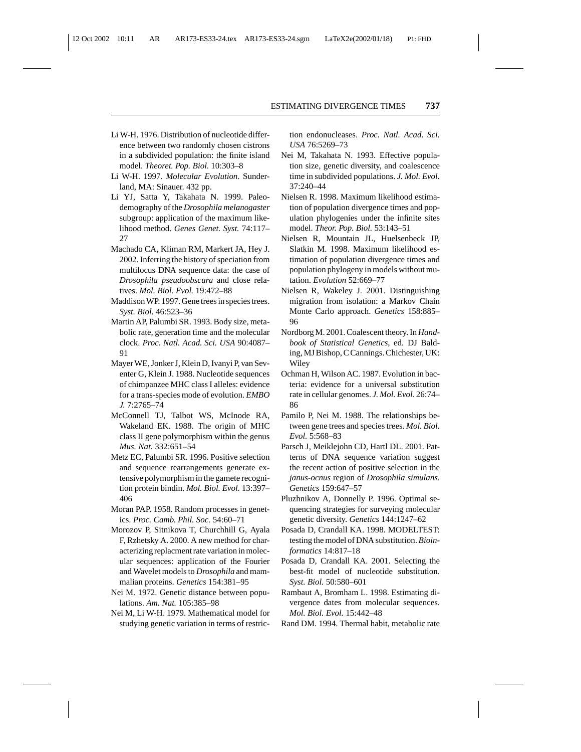Li W-H. 1976. Distribution of nucleotide difference between two randomly chosen cistrons in a subdivided population: the finite island model. *Theoret. Pop. Biol.* 10:303–8

Li W-H. 1997. *Molecular Evolution*. Sunderland, MA: Sinauer. 432 pp.

Li YJ, Satta Y, Takahata N. 1999. Paleodemography of the *Drosophila melanogaster* subgroup: application of the maximum likelihood method. *Genes Genet. Syst.* 74:117–27

Machado CA, Kliman RM, Markert JA, Hey J. 2002. Inferring the history of speciation from multilocus DNA sequence data: the case of *Drosophila pseudoobscura* and close relatives. *Mol. Biol. Evol.* 19:472–88

Maddison WP. 1997. Gene trees in species trees. *Syst. Biol.* 46:523–36

Martin AP, Palumbi SR. 1993. Body size, metabolic rate, generation time and the molecular clock. *Proc. Natl. Acad. Sci. USA* 90:4087–91

Mayer WE, Jonker J, Klein D, Ivanyi P, van Seventer G, Klein J. 1988. Nucleotide sequences of chimpanzee MHC class I alleles: evidence for a trans-species mode of evolution. *EMBO J.* 7:2765–74

McConnell TJ, Talbot WS, McInode RA, Wakeland EK. 1988. The origin of MHC class II gene polymorphism within the genus *Mus. Nat.* 332:651–54

Metz EC, Palumbi SR. 1996. Positive selection and sequence rearrangements generate extensive polymorphism in the gamete recognition protein bindin. *Mol. Biol. Evol.* 13:397–406

Moran PAP. 1958. Random processes in genetics. *Proc. Camb. Phil. Soc.* 54:60–71

Morozov P, Sitnikova T, Churchhill G, Ayala F, Rzhetsky A. 2000. A new method for characterizing replacment rate variation in molecular sequences: application of the Fourier and Wavelet models to *Drosophila* and mammalian proteins. *Genetics* 154:381–95

Nei M. 1972. Genetic distance between populations. *Am. Nat.* 105:385–98

Nei M, Li W-H. 1979. Mathematical model for studying genetic variation in terms of restriction endonucleases. *Proc. Natl. Acad. Sci. USA* 76:5269–73

Nei M, Takahata N. 1993. Effective population size, genetic diversity, and coalescence time in subdivided populations. *J. Mol. Evol.* 37:240–44

Nielsen R. 1998. Maximum likelihood estimation of population divergence times and population phylogenies under the infinite sites model. *Theor. Pop. Biol.* 53:143–51

Nielsen R, Mountain JL, Huelsenbeck JP, Slatkin M. 1998. Maximum likelihood estimation of population divergence times and population phylogeny in models without mutation. *Evolution* 52:669–77

Nielsen R, Wakeley J. 2001. Distinguishing migration from isolation: a Markov Chain Monte Carlo approach. *Genetics* 158:885–96

Nordborg M. 2001. Coalescent theory. In *Handbook of Statistical Genetics*, ed. DJ Balding, MJ Bishop, C Cannings. Chichester, UK: Wiley

Ochman H, Wilson AC. 1987. Evolution in bacteria: evidence for a universal substitution rate in cellular genomes. *J. Mol. Evol.* 26:74–86

Pamilo P, Nei M. 1988. The relationships between gene trees and species trees. *Mol. Biol. Evol.* 5:568–83

Parsch J, Meiklejohn CD, Hartl DL. 2001. Patterns of DNA sequence variation suggest the recent action of positive selection in the *janus-ocnus* region of *Drosophila simulans*. *Genetics* 159:647–57

Pluzhnikov A, Donnelly P. 1996. Optimal sequencing strategies for surveying molecular genetic diversity. *Genetics* 144:1247–62

Posada D, Crandall KA. 1998. MODELTEST: testing the model of DNA substitution. *Bioinformatics* 14:817–18

Posada D, Crandall KA. 2001. Selecting the best-fit model of nucleotide substitution. *Syst. Biol.* 50:580–601

Rambaut A, Bromham L. 1998. Estimating divergence dates from molecular sequences. *Mol. Biol. Evol.* 15:442–48

Rand DM. 1994. Thermal habit, metabolic rate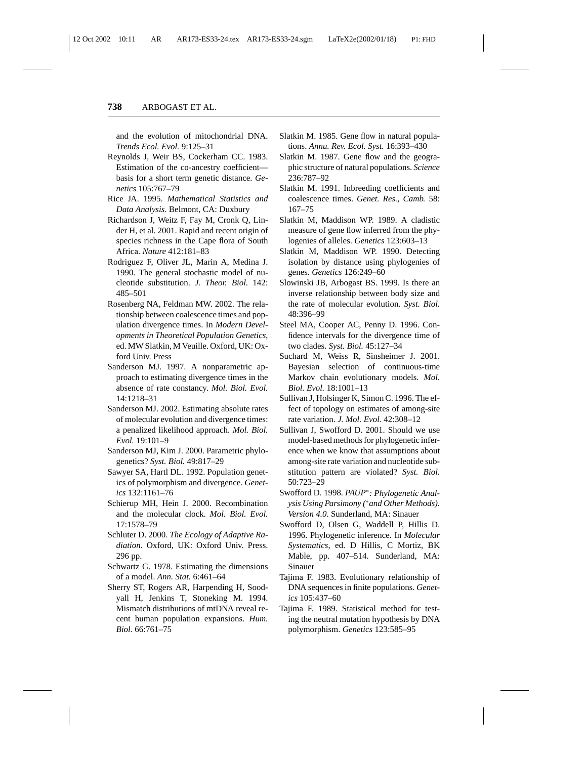and the evolution of mitochondrial DNA. *Trends Ecol. Evol.* 9:125–31

Reynolds J, Weir BS, Cockerham CC. 1983. Estimation of the co-ancestry coefficient—basis for a short term genetic distance. *Genetics* 105:767–79

Rice JA. 1995. *Mathematical Statistics and Data Analysis*. Belmont, CA: Duxbury

Richardson J, Weitz F, Fay M, Cronk Q, Linder H, et al. 2001. Rapid and recent origin of species richness in the Cape flora of South Africa. *Nature* 412:181–83

Rodriguez F, Oliver JL, Marin A, Medina J. 1990. The general stochastic model of nucleotide substitution. *J. Theor. Biol.* 142: 485–501

Rosenberg NA, Feldman MW. 2002. The relationship between coalescence times and population divergence times. In *Modern Developments in Theoretical Population Genetics*, ed. MW Slatkin, M Veuille. Oxford, UK: Oxford Univ. Press

Sanderson MJ. 1997. A nonparametric approach to estimating divergence times in the absence of rate constancy. *Mol. Biol. Evol.* 14:1218–31

Sanderson MJ. 2002. Estimating absolute rates of molecular evolution and divergence times: a penalized likelihood approach. *Mol. Biol. Evol.* 19:101–9

Sanderson MJ, Kim J. 2000. Parametric phylogenetics? *Syst. Biol.* 49:817–29

Sawyer SA, Hartl DL. 1992. Population genetics of polymorphism and divergence. *Genetics* 132:1161–76

Schierup MH, Hein J. 2000. Recombination and the molecular clock. *Mol. Biol. Evol.* 17:1578–79

Schluter D. 2000. *The Ecology of Adaptive Radiation*. Oxford, UK: Oxford Univ. Press. 296 pp.

Schwartz G. 1978. Estimating the dimensions of a model. *Ann. Stat.* 6:461–64

Sherry ST, Rogers AR, Harpending H, Soodyall H, Jenkins T, Stoneking M. 1994. Mismatch distributions of mtDNA reveal recent human population expansions. *Hum. Biol.* 66:761–75

Slatkin M. 1985. Gene flow in natural populations. *Annu. Rev. Ecol. Syst.* 16:393–430

Slatkin M. 1987. Gene flow and the geographic structure of natural populations. *Science* 236:787–92

Slatkin M. 1991. Inbreeding coefficients and coalescence times. *Genet. Res., Camb.* 58: 167–75

Slatkin M, Maddison WP. 1989. A cladistic measure of gene flow inferred from the phylogenies of alleles. *Genetics* 123:603–13

Slatkin M, Maddison WP. 1990. Detecting isolation by distance using phylogenies of genes. *Genetics* 126:249–60

Slowinski JB, Arbogast BS. 1999. Is there an inverse relationship between body size and the rate of molecular evolution. *Syst. Biol.* 48:396–99

Steel MA, Cooper AC, Penny D. 1996. Confidence intervals for the divergence time of two clades. *Syst. Biol.* 45:127–34

Suchard M, Weiss R, Sinsheimer J. 2001. Bayesian selection of continuous-time Markov chain evolutionary models. *Mol. Biol. Evol.* 18:1001–13

Sullivan J, Holsinger K, Simon C. 1996. The effect of topology on estimates of among-site rate variation. *J. Mol. Evol.* 42:308–12

Sullivan J, Swofford D. 2001. Should we use model-based methods for phylogenetic inference when we know that assumptions about among-site rate variation and nucleotide substitution pattern are violated? *Syst. Biol.* 50:723–29

Swofford D. 1998. *PAUP\*: Phylogenetic Analysis Using Parsimony (\*and Other Methods). Version 4.0*. Sunderland, MA: Sinauer

Swofford D, Olsen G, Waddell P, Hillis D. 1996. Phylogenetic inference. In *Molecular Systematics*, ed. D Hillis, C Mortiz, BK Mable, pp. 407–514. Sunderland, MA: Sinauer

Tajima F. 1983. Evolutionary relationship of DNA sequences in finite populations. *Genetics* 105:437–60

Tajima F. 1989. Statistical method for testing the neutral mutation hypothesis by DNA polymorphism. *Genetics* 123:585–95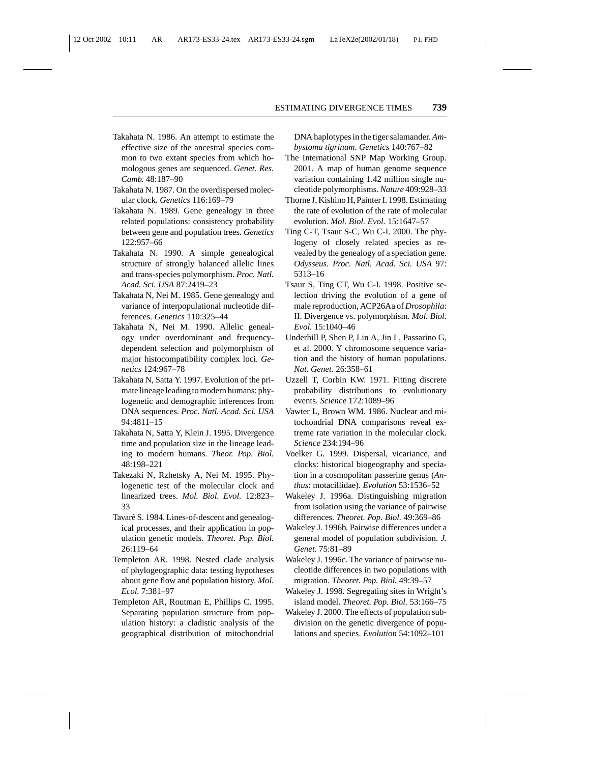Takahata N. 1986. An attempt to estimate the effective size of the ancestral species common to two extant species from which homologous genes are sequenced. *Genet. Res. Camb.* 48:187–90

Takahata N. 1987. On the overdispersed molecular clock. *Genetics* 116:169–79

Takahata N. 1989. Gene genealogy in three related populations: consistency probability between gene and population trees. *Genetics* 122:957–66

Takahata N. 1990. A simple genealogical structure of strongly balanced allelic lines and trans-species polymorphism. *Proc. Natl. Acad. Sci. USA* 87:2419–23

Takahata N, Nei M. 1985. Gene genealogy and variance of interpopulational nucleotide differences. *Genetics* 110:325–44

Takahata N, Nei M. 1990. Allelic genealogy under overdominant and frequency-dependent selection and polymorphism of major histocompatibility complex loci. *Genetics* 124:967–78

Takahata N, Satta Y. 1997. Evolution of the primate lineage leading to modern humans: phylogenetic and demographic inferences from DNA sequences. *Proc. Natl. Acad. Sci. USA* 94:4811–15

Takahata N, Satta Y, Klein J. 1995. Divergence time and population size in the lineage leading to modern humans. *Theor. Pop. Biol.* 48:198–221

Takezaki N, Rzhetsky A, Nei M. 1995. Phylogenetic test of the molecular clock and linearized trees. *Mol. Biol. Evol.* 12:823–33

Tavaré S. 1984. Lines-of-descent and genealogical processes, and their application in population genetic models. *Theoret. Pop. Biol.* 26:119–64

Templeton AR. 1998. Nested clade analysis of phylogeographic data: testing hypotheses about gene flow and population history. *Mol. Ecol.* 7:381–97

Templeton AR, Routman E, Phillips C. 1995. Separating population structure from population history: a cladistic analysis of the geographical distribution of mitochondrial DNA haplotypes in the tiger salamander. *Ambystoma tigrinum*. *Genetics* 140:767–82

The International SNP Map Working Group. 2001. A map of human genome sequence variation containing 1.42 million single nucleotide polymorphisms. *Nature* 409:928–33

Thorne J, Kishino H, Painter I. 1998. Estimating the rate of evolution of the rate of molecular evolution. *Mol. Biol. Evol.* 15:1647–57

Ting C-T, Tsaur S-C, Wu C-I. 2000. The phylogeny of closely related species as revealed by the genealogy of a speciation gene. *Odysseus. Proc. Natl. Acad. Sci. USA* 97: 5313–16

Tsaur S, Ting CT, Wu C-I. 1998. Positive selection driving the evolution of a gene of male reproduction, ACP26Aa of *Drosophila*: II. Divergence vs. polymorphism. *Mol. Biol. Evol.* 15:1040–46

Underhill P, Shen P, Lin A, Jin L, Passarino G, et al. 2000. Y chromosome sequence variation and the history of human populations. *Nat. Genet.* 26:358–61

Uzzell T, Corbin KW. 1971. Fitting discrete probability distributions to evolutionary events. *Science* 172:1089–96

Vawter L, Brown WM. 1986. Nuclear and mitochondrial DNA comparisons reveal extreme rate variation in the molecular clock. *Science* 234:194–96

Voelker G. 1999. Dispersal, vicariance, and clocks: historical biogeography and speciation in a cosmopolitan passerine genus (*Anthus*: motacillidae). *Evolution* 53:1536–52

Wakeley J. 1996a. Distinguishing migration from isolation using the variance of pairwise differences. *Theoret. Pop. Biol.* 49:369–86

Wakeley J. 1996b. Pairwise differences under a general model of population subdivision. *J. Genet.* 75:81–89

Wakeley J. 1996c. The variance of pairwise nucleotide differences in two populations with migration. *Theoret. Pop. Biol.* 49:39–57

Wakeley J. 1998. Segregating sites in Wright's island model. *Theoret. Pop. Biol.* 53:166–75

Wakeley J. 2000. The effects of population subdivision on the genetic divergence of populations and species. *Evolution* 54:1092–101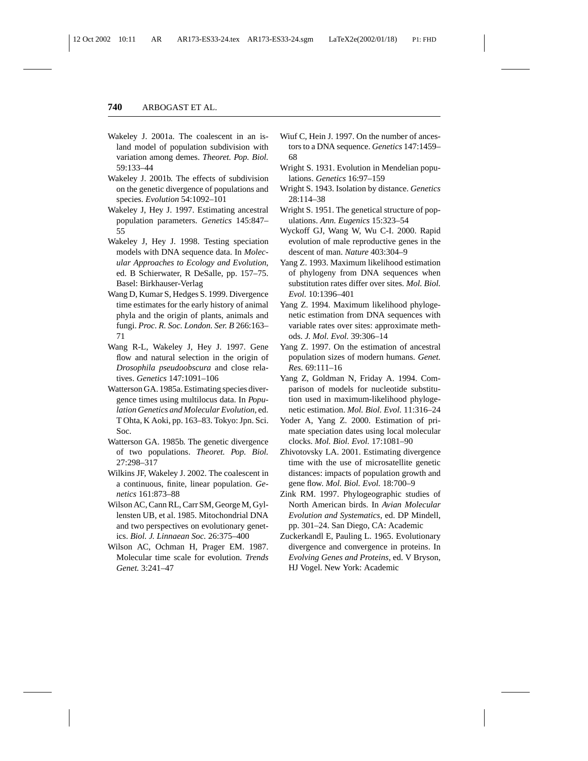Wakeley J. 2001a. The coalescent in an island model of population subdivision with variation among demes. *Theoret. Pop. Biol.* 59:133–44

Wakeley J. 2001b. The effects of subdivision on the genetic divergence of populations and species. *Evolution* 54:1092–101

Wakeley J, Hey J. 1997. Estimating ancestral population parameters. *Genetics* 145:847–55

Wakeley J, Hey J. 1998. Testing speciation models with DNA sequence data. In *Molecular Approaches to Ecology and Evolution*, ed. B Schierwater, R DeSalle, pp. 157–75. Basel: Birkhauser-Verlag

Wang D, Kumar S, Hedges S. 1999. Divergence time estimates for the early history of animal phyla and the origin of plants, animals and fungi. *Proc. R. Soc. London. Ser. B* 266:163–71

Wang R-L, Wakeley J, Hey J. 1997. Gene flow and natural selection in the origin of *Drosophila pseudoobscura* and close relatives. *Genetics* 147:1091–106

Watterson GA. 1985a. Estimating species divergence times using multilocus data. In *Population Genetics and Molecular Evolution*, ed. T Ohta, K Aoki, pp. 163–83. Tokyo: Jpn. Sci. Soc.

Watterson GA. 1985b. The genetic divergence of two populations. *Theoret. Pop. Biol.* 27:298–317

Wilkins JF, Wakeley J. 2002. The coalescent in a continuous, finite, linear population. *Genetics* 161:873–88

Wilson AC, Cann RL, Carr SM, George M, Gyllensten UB, et al. 1985. Mitochondrial DNA and two perspectives on evolutionary genetics. *Biol. J. Linnaean Soc.* 26:375–400

Wilson AC, Ochman H, Prager EM. 1987. Molecular time scale for evolution. *Trends Genet.* 3:241–47

Wiuf C, Hein J. 1997. On the number of ancestors to a DNA sequence. *Genetics* 147:1459–68

Wright S. 1931. Evolution in Mendelian populations. *Genetics* 16:97–159

Wright S. 1943. Isolation by distance. *Genetics* 28:114–38

Wright S. 1951. The genetical structure of populations. *Ann. Eugenics* 15:323–54

Wyckoff GJ, Wang W, Wu C-I. 2000. Rapid evolution of male reproductive genes in the descent of man. *Nature* 403:304–9

Yang Z. 1993. Maximum likelihood estimation of phylogeny from DNA sequences when substitution rates differ over sites. *Mol. Biol. Evol.* 10:1396–401

Yang Z. 1994. Maximum likelihood phylogenetic estimation from DNA sequences with variable rates over sites: approximate methods. *J. Mol. Evol.* 39:306–14

Yang Z. 1997. On the estimation of ancestral population sizes of modern humans. *Genet. Res.* 69:111–16

Yang Z, Goldman N, Friday A. 1994. Comparison of models for nucleotide substitution used in maximum-likelihood phylogenetic estimation. *Mol. Biol. Evol.* 11:316–24

Yoder A, Yang Z. 2000. Estimation of primate speciation dates using local molecular clocks. *Mol. Biol. Evol.* 17:1081–90

Zhivotovsky LA. 2001. Estimating divergence time with the use of microsatellite genetic distances: impacts of population growth and gene flow. *Mol. Biol. Evol.* 18:700–9

Zink RM. 1997. Phylogeographic studies of North American birds. In *Avian Molecular Evolution and Systematics*, ed. DP Mindell, pp. 301–24. San Diego, CA: Academic

Zuckerkandl E, Pauling L. 1965. Evolutionary divergence and convergence in proteins. In *Evolving Genes and Proteins*, ed. V Bryson, HJ Vogel. New York: Academic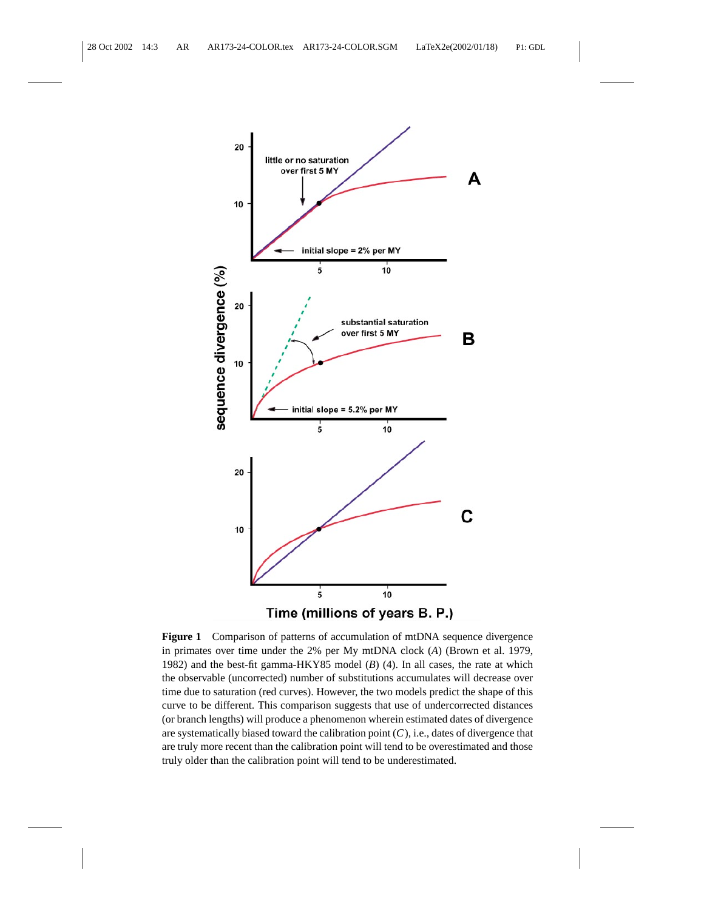**Figure 1** Comparison of patterns of accumulation of mtDNA sequence divergence in primates over time under the 2% per My mtDNA clock (*A*) (Brown et al. 1979, 1982) and the best-fit gamma-HKY85 model (*B*) (4). In all cases, the rate at which the observable (uncorrected) number of substitutions accumulates will decrease over time due to saturation (red curves). However, the two models predict the shape of this curve to be different. This comparison suggests that use of undercorrected distances (or branch lengths) will produce a phenomenon wherein estimated dates of divergence are systematically biased toward the calibration point (*C*), i.e., dates of divergence that are truly more recent than the calibration point will tend to be overestimated and those truly older than the calibration point will tend to be underestimated.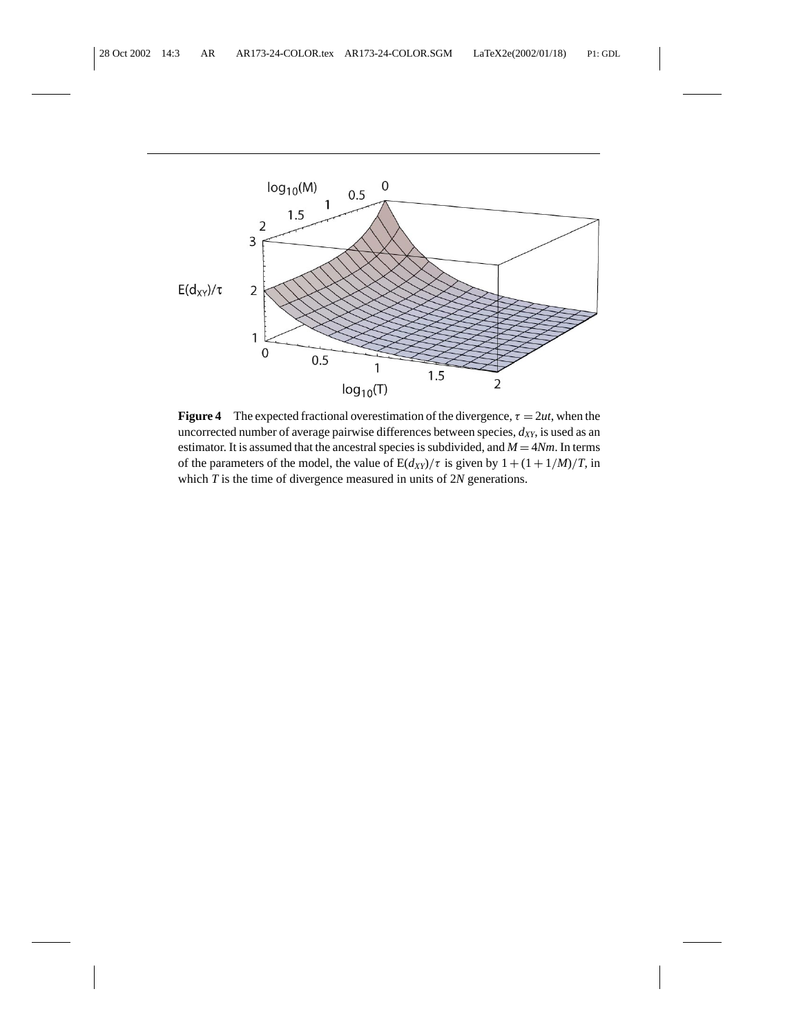log$_{10}$(M)

0

0.5

1

1.5

2

3

E(d$_{XY}$)/τ

2

1

0

0.5

1

1.5

2

log$_{10}$(T)

**Figure 4** The expected fractional overestimation of the divergence, $\tau = 2ut$, when the uncorrected number of average pairwise differences between species, $d_{XY}$, is used as an estimator. It is assumed that the ancestral species is subdivided, and $M = 4Nm$. In terms of the parameters of the model, the value of $E(d_{XY})/\tau$ is given by $1 + (1 + 1/M)/T$, in which $T$ is the time of divergence measured in units of $2N$ generations.